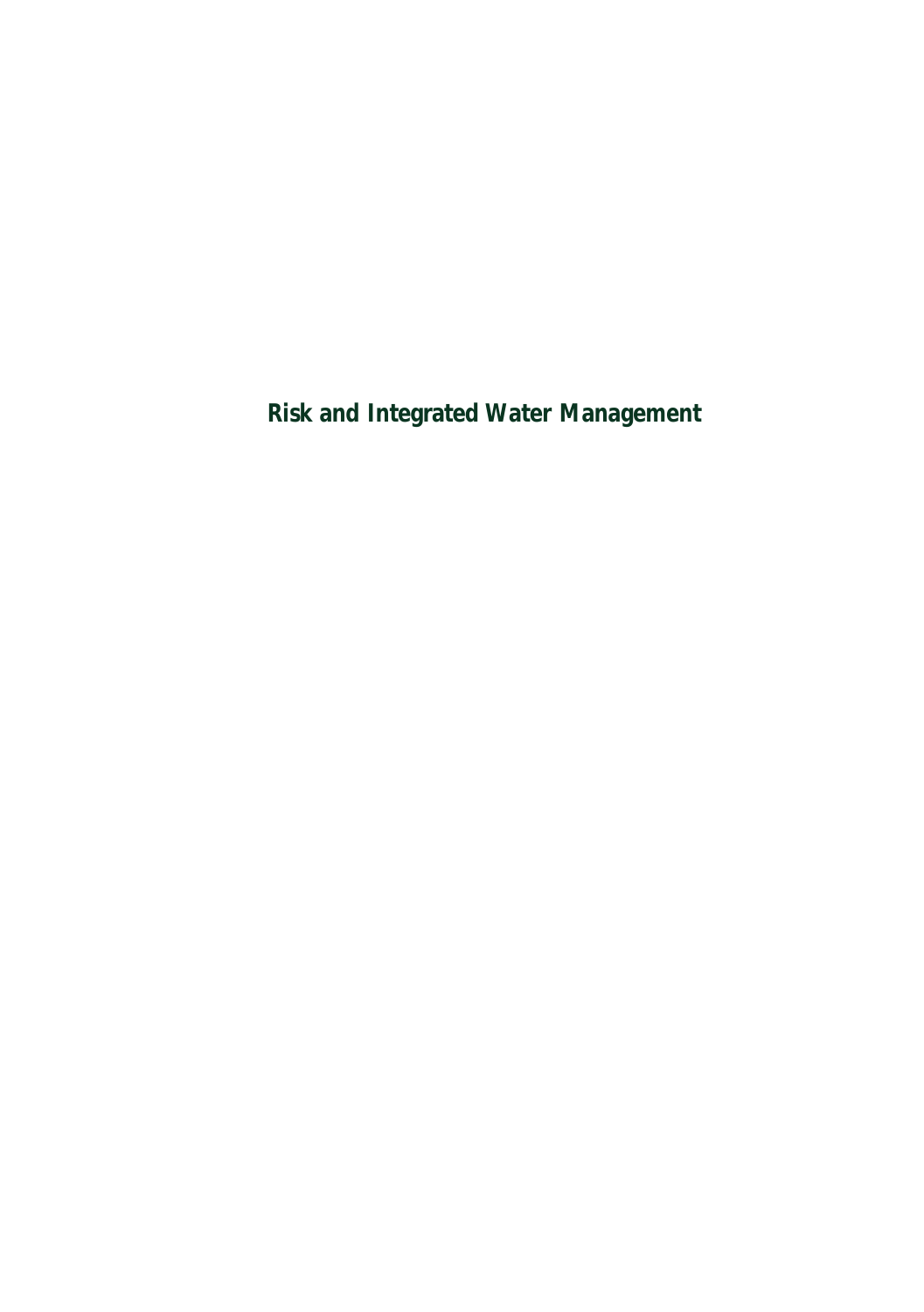# Risk and Integrated Water Management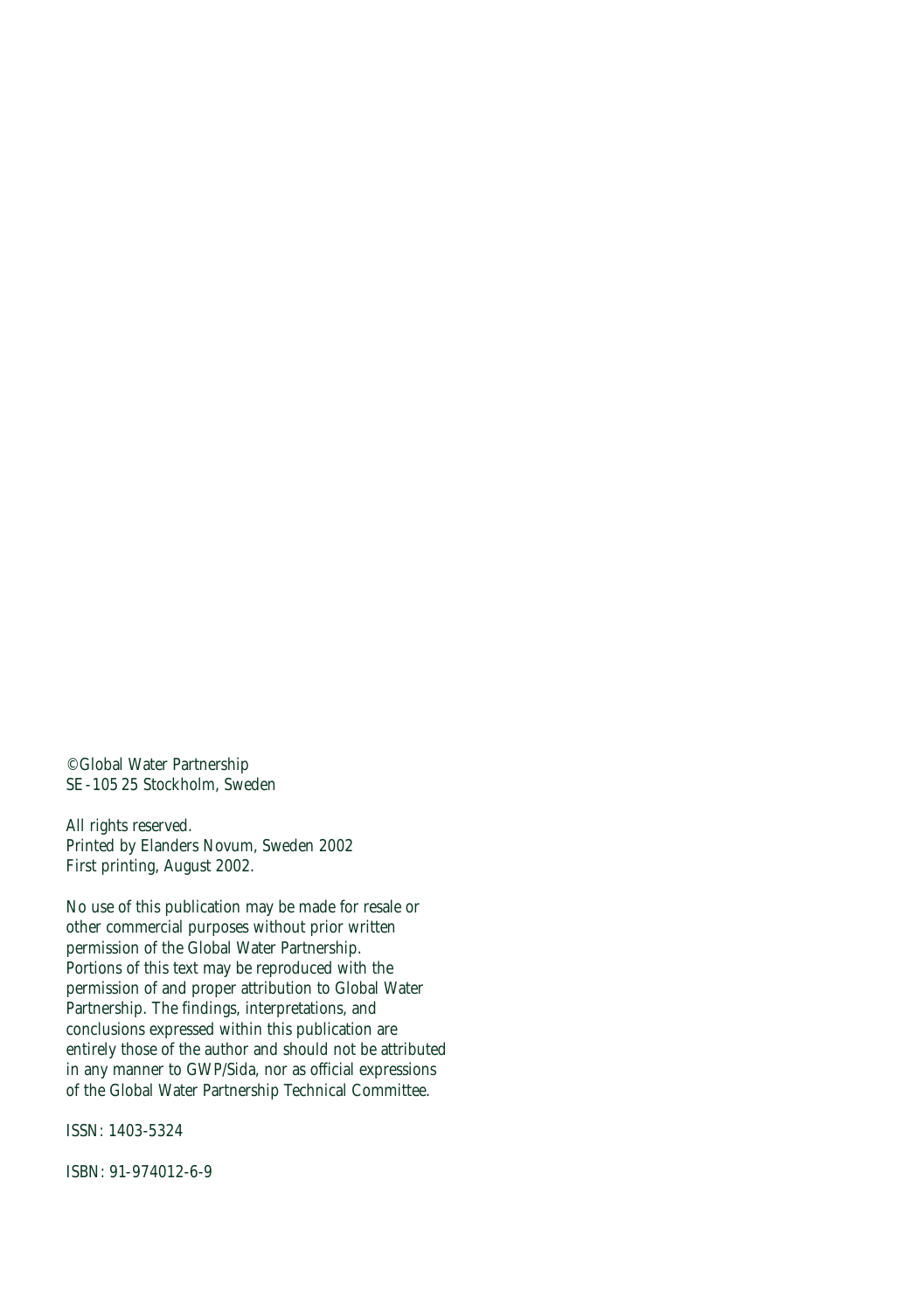©Global Water Partnership
SE -105 25 Stockholm, Sweden

All rights reserved.
Printed by Elanders Novum, Sweden 2002
First printing, August 2002.

No use of this publication may be made for resale or other commercial purposes without prior written permission of the Global Water Partnership. Portions of this text may be reproduced with the permission of and proper attribution to Global Water Partnership. The findings, interpretations, and conclusions expressed within this publication are entirely those of the author and should not be attributed in any manner to GWP/Sida, nor as official expressions of the Global Water Partnership Technical Committee.

ISSN: 1403-5324

ISBN: 91-974012-6-9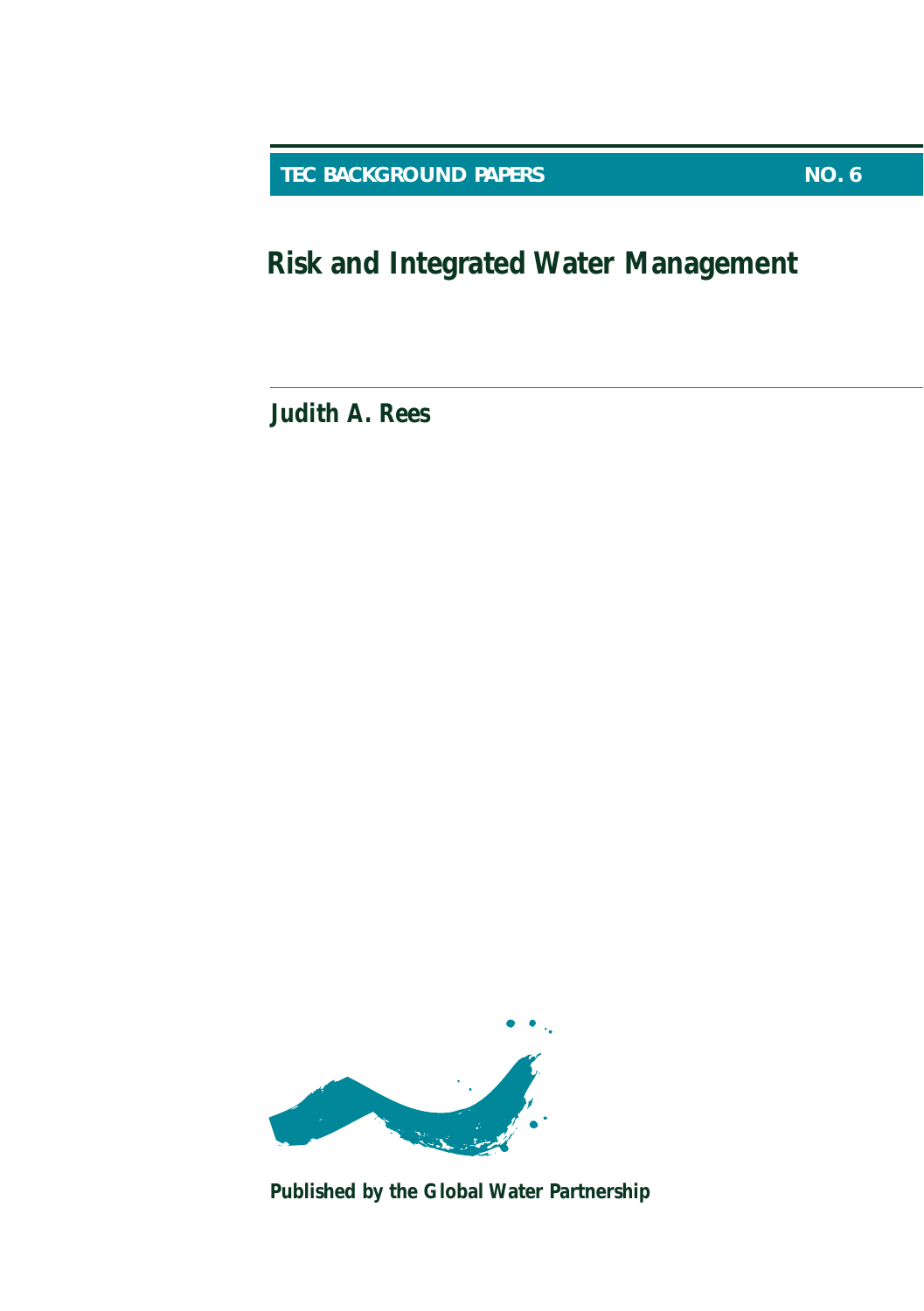TEC BACKGROUND PAPERS NO. 6

# Risk and Integrated Water Management

**Judith A. Rees**

**Published by the Global Water Partnership**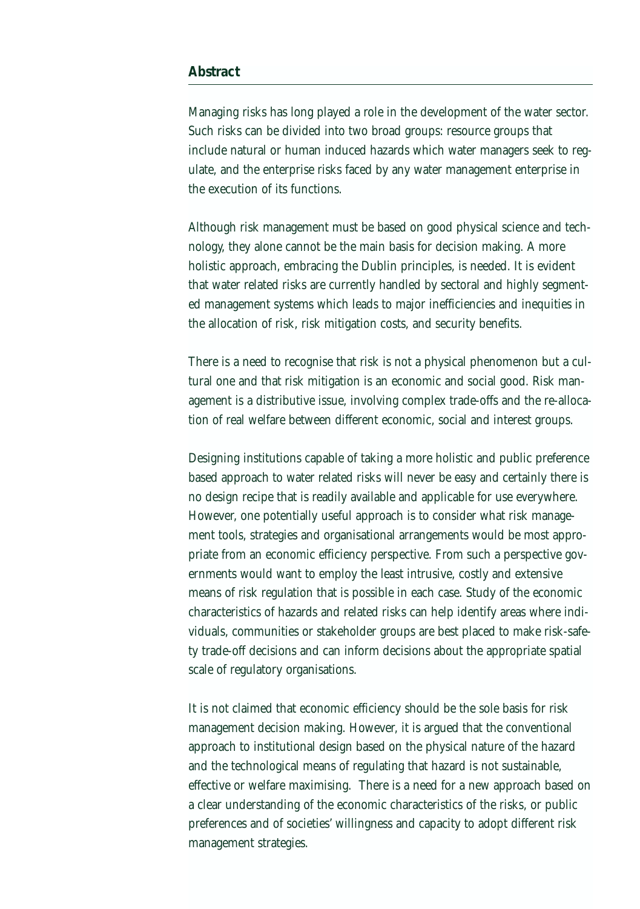## Abstract

Managing risks has long played a role in the development of the water sector. Such risks can be divided into two broad groups: resource groups that include natural or human induced hazards which water managers seek to regulate, and the enterprise risks faced by any water management enterprise in the execution of its functions.

Although risk management must be based on good physical science and technology, they alone cannot be the main basis for decision making. A more holistic approach, embracing the Dublin principles, is needed. It is evident that water related risks are currently handled by sectoral and highly segmented management systems which leads to major inefficiencies and inequities in the allocation of risk, risk mitigation costs, and security benefits.

There is a need to recognise that risk is not a physical phenomenon but a cultural one and that risk mitigation is an economic and social good. Risk management is a distributive issue, involving complex trade-offs and the re-allocation of real welfare between different economic, social and interest groups.

Designing institutions capable of taking a more holistic and public preference based approach to water related risks will never be easy and certainly there is no design recipe that is readily available and applicable for use everywhere. However, one potentially useful approach is to consider what risk management tools, strategies and organisational arrangements would be most appropriate from an economic efficiency perspective. From such a perspective governments would want to employ the least intrusive, costly and extensive means of risk regulation that is possible in each case. Study of the economic characteristics of hazards and related risks can help identify areas where individuals, communities or stakeholder groups are best placed to make risk-safety trade-off decisions and can inform decisions about the appropriate spatial scale of regulatory organisations.

It is not claimed that economic efficiency should be the sole basis for risk management decision making. However, it is argued that the conventional approach to institutional design based on the physical nature of the hazard and the technological means of regulating that hazard is not sustainable, effective or welfare maximising. There is a need for a new approach based on a clear understanding of the economic characteristics of the risks, or public preferences and of societies' willingness and capacity to adopt different risk management strategies.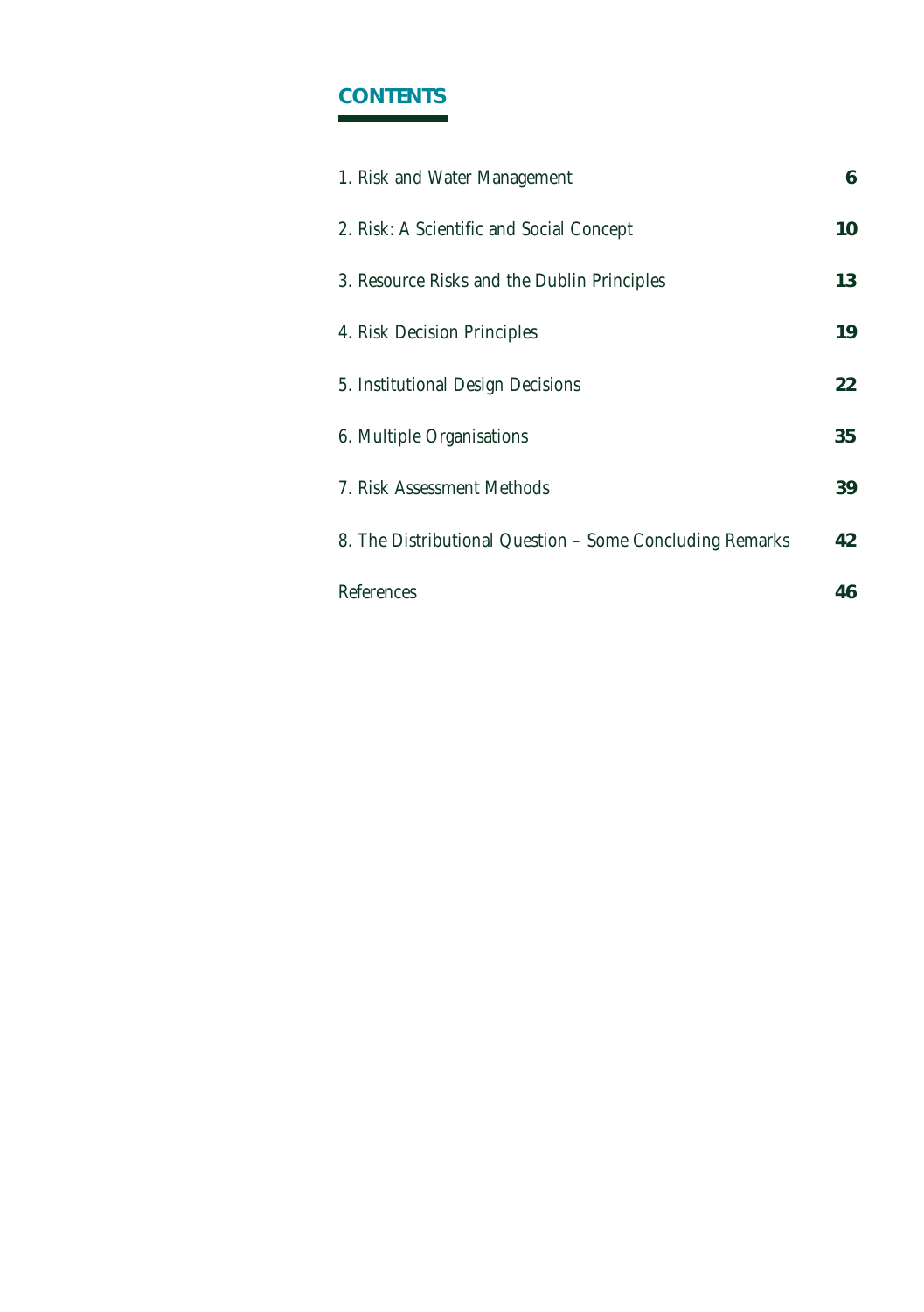## CONTENTS

| | |
|---|---|
| 1. Risk and Water Management | **6** |
| 2. Risk: A Scientific and Social Concept | **10** |
| 3. Resource Risks and the Dublin Principles | **13** |
| 4. Risk Decision Principles | **19** |
| 5. Institutional Design Decisions | **22** |
| 6. Multiple Organisations | **35** |
| 7. Risk Assessment Methods | **39** |
| 8. The Distributional Question – Some Concluding Remarks | **42** |
| References | **46** |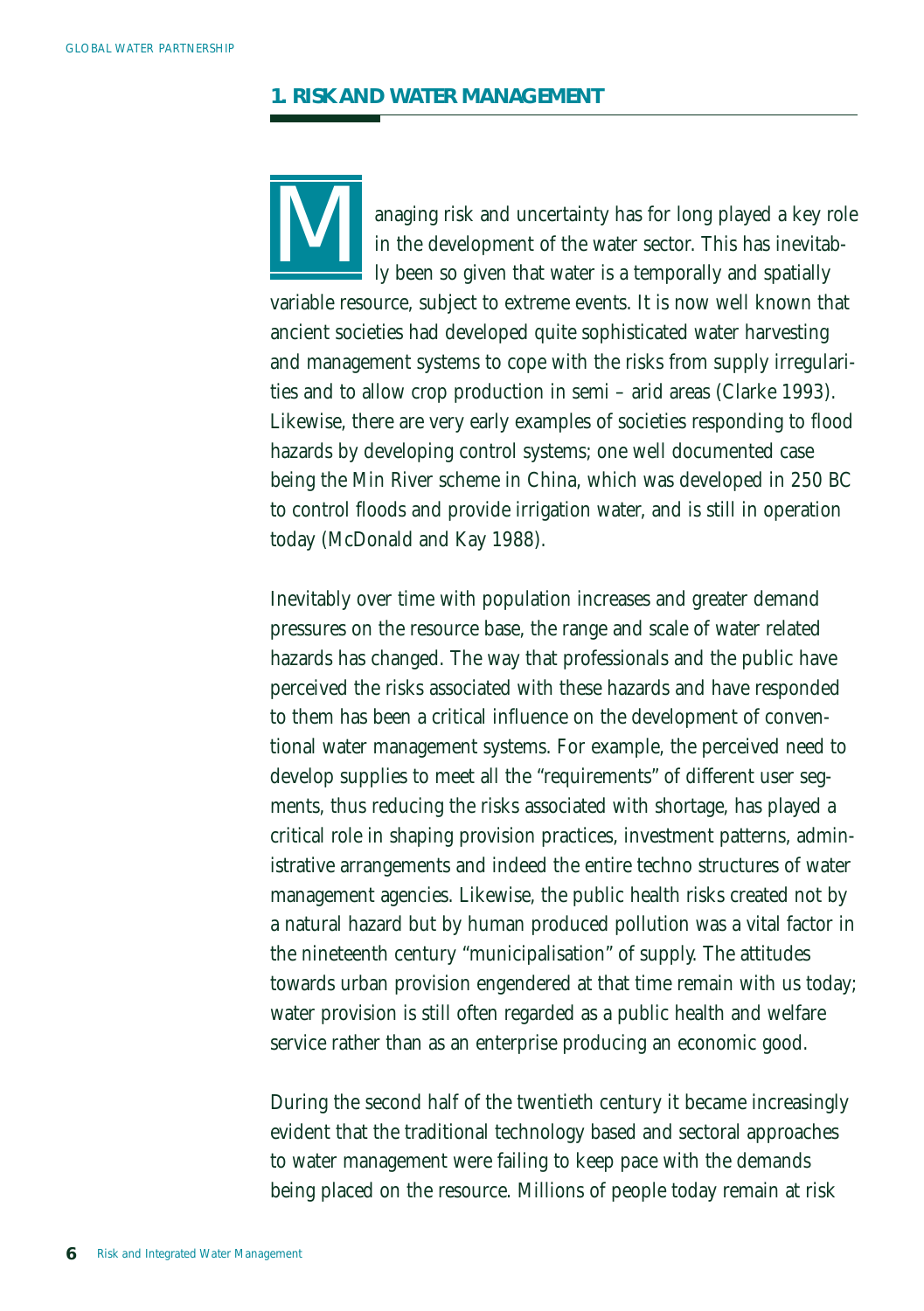## 1. RISK AND WATER MANAGEMENT

Managing risk and uncertainty has for long played a key role in the development of the water sector. This has inevitably been so given that water is a temporally and spatially variable resource, subject to extreme events. It is now well known that ancient societies had developed quite sophisticated water harvesting and management systems to cope with the risks from supply irregularities and to allow crop production in semi – arid areas (Clarke 1993). Likewise, there are very early examples of societies responding to flood hazards by developing control systems; one well documented case being the Min River scheme in China, which was developed in 250 BC to control floods and provide irrigation water, and is still in operation today (McDonald and Kay 1988).

Inevitably over time with population increases and greater demand pressures on the resource base, the range and scale of water related hazards has changed. The way that professionals and the public have perceived the risks associated with these hazards and have responded to them has been a critical influence on the development of conventional water management systems. For example, the perceived need to develop supplies to meet all the "requirements" of different user segments, thus reducing the risks associated with shortage, has played a critical role in shaping provision practices, investment patterns, administrative arrangements and indeed the entire techno structures of water management agencies. Likewise, the public health risks created not by a natural hazard but by human produced pollution was a vital factor in the nineteenth century "municipalisation" of supply. The attitudes towards urban provision engendered at that time remain with us today; water provision is still often regarded as a public health and welfare service rather than as an enterprise producing an economic good.

During the second half of the twentieth century it became increasingly evident that the traditional technology based and sectoral approaches to water management were failing to keep pace with the demands being placed on the resource. Millions of people today remain at risk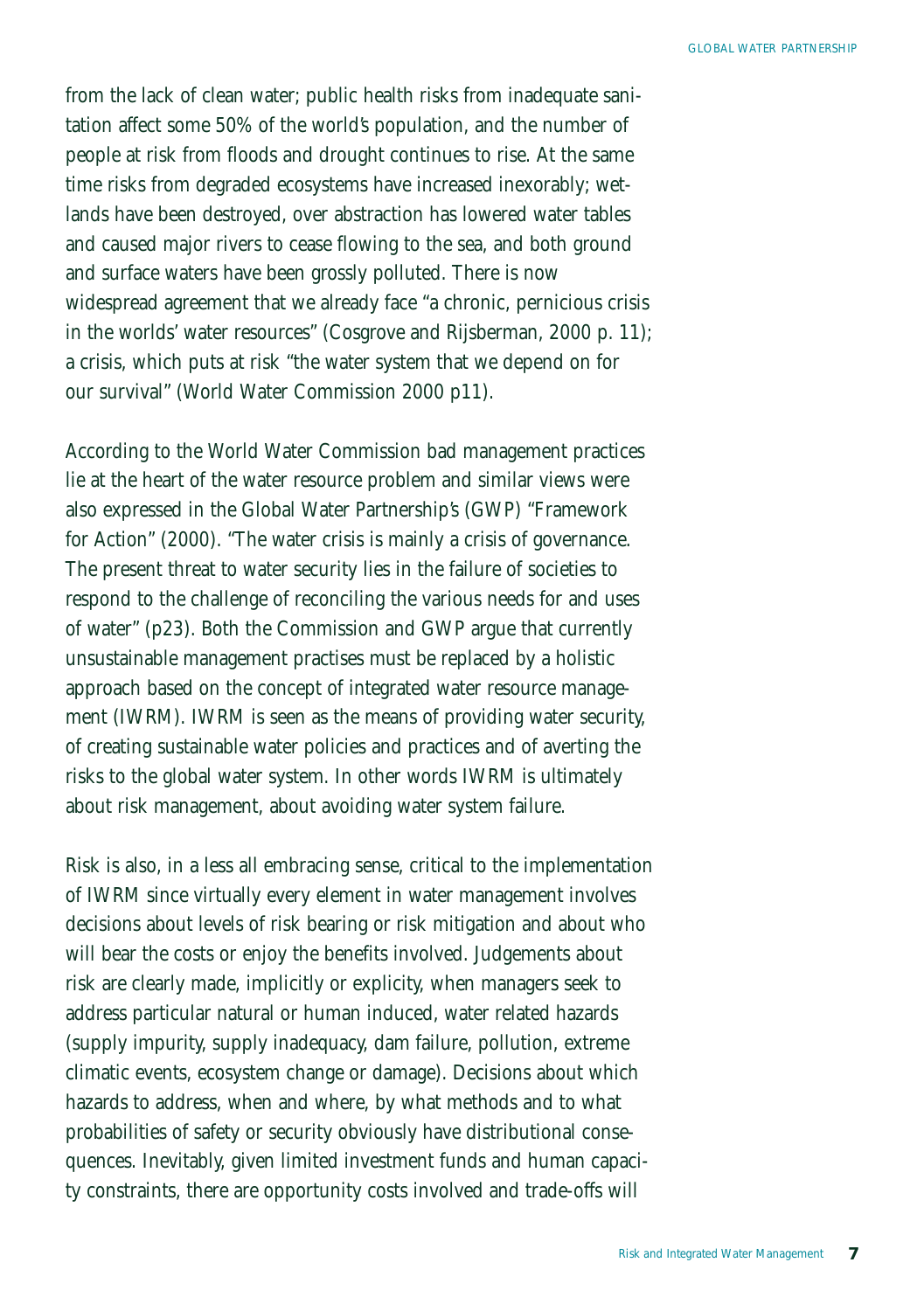from the lack of clean water; public health risks from inadequate sanitation affect some 50% of the world's population, and the number of people at risk from floods and drought continues to rise. At the same time risks from degraded ecosystems have increased inexorably; wetlands have been destroyed, over abstraction has lowered water tables and caused major rivers to cease flowing to the sea, and both ground and surface waters have been grossly polluted. There is now widespread agreement that we already face "a chronic, pernicious crisis in the worlds' water resources" (Cosgrove and Rijsberman, 2000 p. 11); a crisis, which puts at risk "the water system that we depend on for our survival" (World Water Commission 2000 p11).

According to the World Water Commission bad management practices lie at the heart of the water resource problem and similar views were also expressed in the Global Water Partnership's (GWP) "Framework for Action" (2000). "The water crisis is mainly a crisis of governance. The present threat to water security lies in the failure of societies to respond to the challenge of reconciling the various needs for and uses of water" (p23). Both the Commission and GWP argue that currently unsustainable management practises must be replaced by a holistic approach based on the concept of integrated water resource management (IWRM). IWRM is seen as the means of providing water security, of creating sustainable water policies and practices and of averting the risks to the global water system. In other words IWRM is ultimately about risk management, about avoiding water system failure.

Risk is also, in a less all embracing sense, critical to the implementation of IWRM since virtually every element in water management involves decisions about levels of risk bearing or risk mitigation and about who will bear the costs or enjoy the benefits involved. Judgements about risk are clearly made, implicitly or explicity, when managers seek to address particular natural or human induced, water related hazards (supply impurity, supply inadequacy, dam failure, pollution, extreme climatic events, ecosystem change or damage). Decisions about which hazards to address, when and where, by what methods and to what probabilities of safety or security obviously have distributional consequences. Inevitably, given limited investment funds and human capacity constraints, there are opportunity costs involved and trade-offs will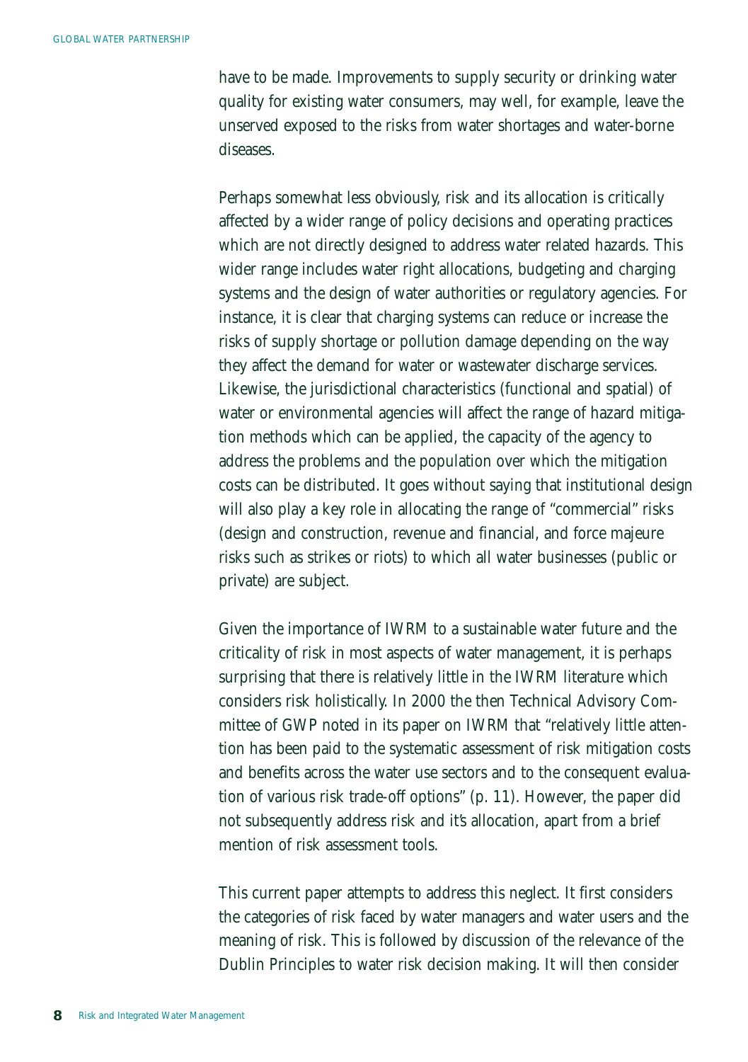have to be made. Improvements to supply security or drinking water quality for existing water consumers, may well, for example, leave the unserved exposed to the risks from water shortages and water-borne diseases.

Perhaps somewhat less obviously, risk and its allocation is critically affected by a wider range of policy decisions and operating practices which are not directly designed to address water related hazards. This wider range includes water right allocations, budgeting and charging systems and the design of water authorities or regulatory agencies. For instance, it is clear that charging systems can reduce or increase the risks of supply shortage or pollution damage depending on the way they affect the demand for water or wastewater discharge services. Likewise, the jurisdictional characteristics (functional and spatial) of water or environmental agencies will affect the range of hazard mitigation methods which can be applied, the capacity of the agency to address the problems and the population over which the mitigation costs can be distributed. It goes without saying that institutional design will also play a key role in allocating the range of "commercial" risks (design and construction, revenue and financial, and force majeure risks such as strikes or riots) to which all water businesses (public or private) are subject.

Given the importance of IWRM to a sustainable water future and the criticality of risk in most aspects of water management, it is perhaps surprising that there is relatively little in the IWRM literature which considers risk holistically. In 2000 the then Technical Advisory Committee of GWP noted in its paper on IWRM that "relatively little attention has been paid to the systematic assessment of risk mitigation costs and benefits across the water use sectors and to the consequent evaluation of various risk trade-off options" (p. 11). However, the paper did not subsequently address risk and it's allocation, apart from a brief mention of risk assessment tools.

This current paper attempts to address this neglect. It first considers the categories of risk faced by water managers and water users and the meaning of risk. This is followed by discussion of the relevance of the Dublin Principles to water risk decision making. It will then consider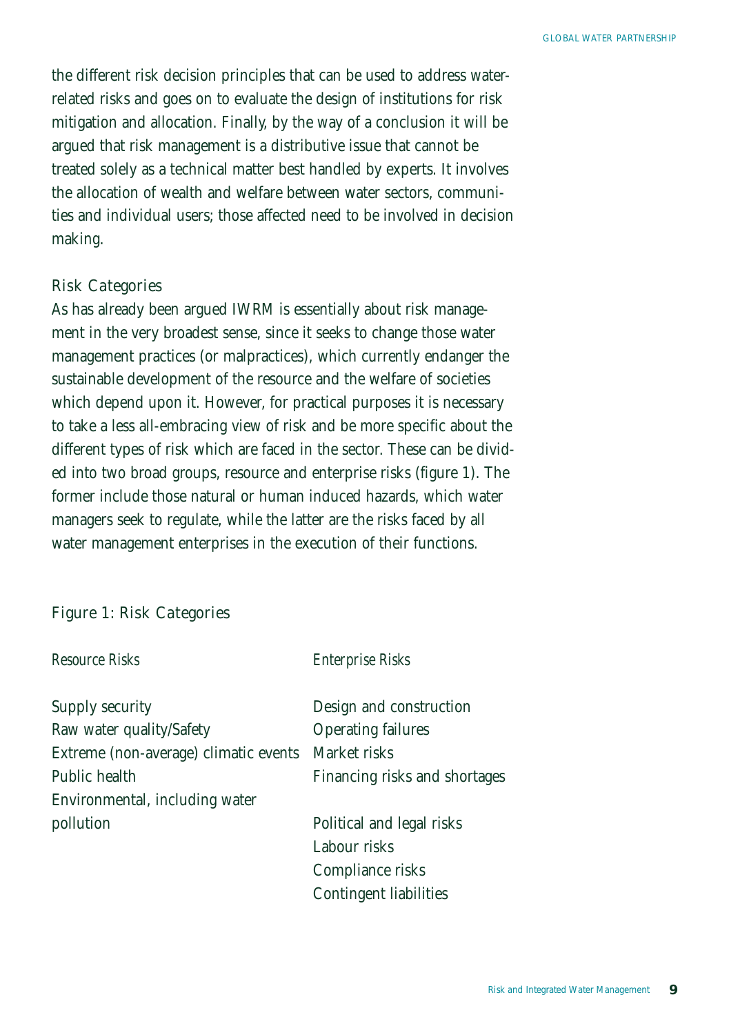the different risk decision principles that can be used to address water-related risks and goes on to evaluate the design of institutions for risk mitigation and allocation. Finally, by the way of a conclusion it will be argued that risk management is a distributive issue that cannot be treated solely as a technical matter best handled by experts. It involves the allocation of wealth and welfare between water sectors, communities and individual users; those affected need to be involved in decision making.

## Risk Categories

As has already been argued IWRM is essentially about risk management in the very broadest sense, since it seeks to change those water management practices (or malpractices), which currently endanger the sustainable development of the resource and the welfare of societies which depend upon it. However, for practical purposes it is necessary to take a less all-embracing view of risk and be more specific about the different types of risk which are faced in the sector. These can be divided into two broad groups, resource and enterprise risks (figure 1). The former include those natural or human induced hazards, which water managers seek to regulate, while the latter are the risks faced by all water management enterprises in the execution of their functions.

### Figure 1: Risk Categories

| *Resource Risks* | *Enterprise Risks* |
|---|---|
| Supply security | Design and construction |
| Raw water quality/Safety | Operating failures |
| Extreme (non-average) climatic events | Market risks |
| Public health | Financing risks and shortages |
| Environmental, including water pollution | Political and legal risks |
| | Labour risks |
| | Compliance risks |
| | Contingent liabilities |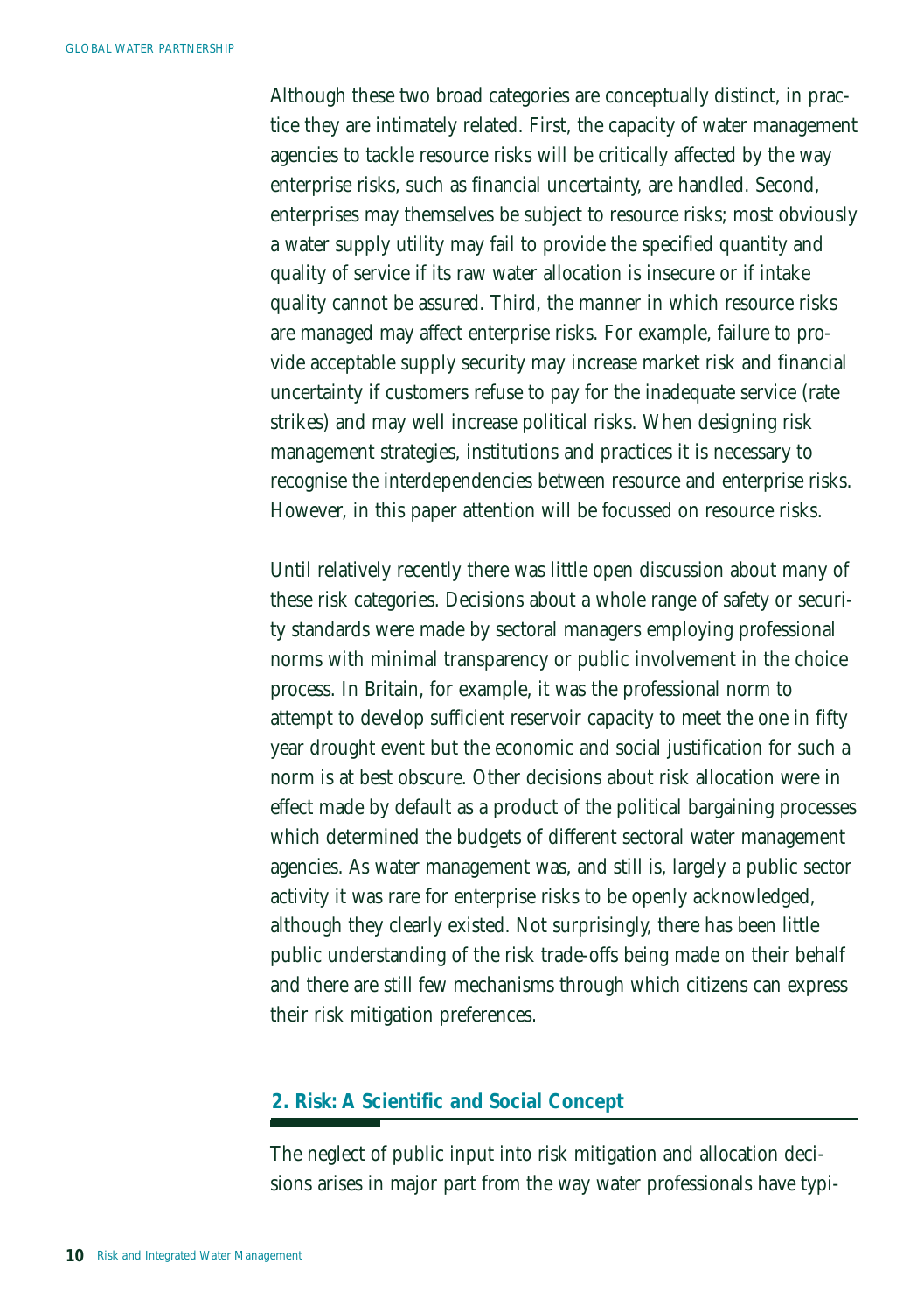Although these two broad categories are conceptually distinct, in practice they are intimately related. First, the capacity of water management agencies to tackle resource risks will be critically affected by the way enterprise risks, such as financial uncertainty, are handled. Second, enterprises may themselves be subject to resource risks; most obviously a water supply utility may fail to provide the specified quantity and quality of service if its raw water allocation is insecure or if intake quality cannot be assured. Third, the manner in which resource risks are managed may affect enterprise risks. For example, failure to provide acceptable supply security may increase market risk and financial uncertainty if customers refuse to pay for the inadequate service (rate strikes) and may well increase political risks. When designing risk management strategies, institutions and practices it is necessary to recognise the interdependencies between resource and enterprise risks. However, in this paper attention will be focussed on resource risks.

Until relatively recently there was little open discussion about many of these risk categories. Decisions about a whole range of safety or security standards were made by sectoral managers employing professional norms with minimal transparency or public involvement in the choice process. In Britain, for example, it was the professional norm to attempt to develop sufficient reservoir capacity to meet the one in fifty year drought event but the economic and social justification for such a norm is at best obscure. Other decisions about risk allocation were in effect made by default as a product of the political bargaining processes which determined the budgets of different sectoral water management agencies. As water management was, and still is, largely a public sector activity it was rare for enterprise risks to be openly acknowledged, although they clearly existed. Not surprisingly, there has been little public understanding of the risk trade-offs being made on their behalf and there are still few mechanisms through which citizens can express their risk mitigation preferences.

## 2. Risk: A Scientific and Social Concept

The neglect of public input into risk mitigation and allocation decisions arises in major part from the way water professionals have typi-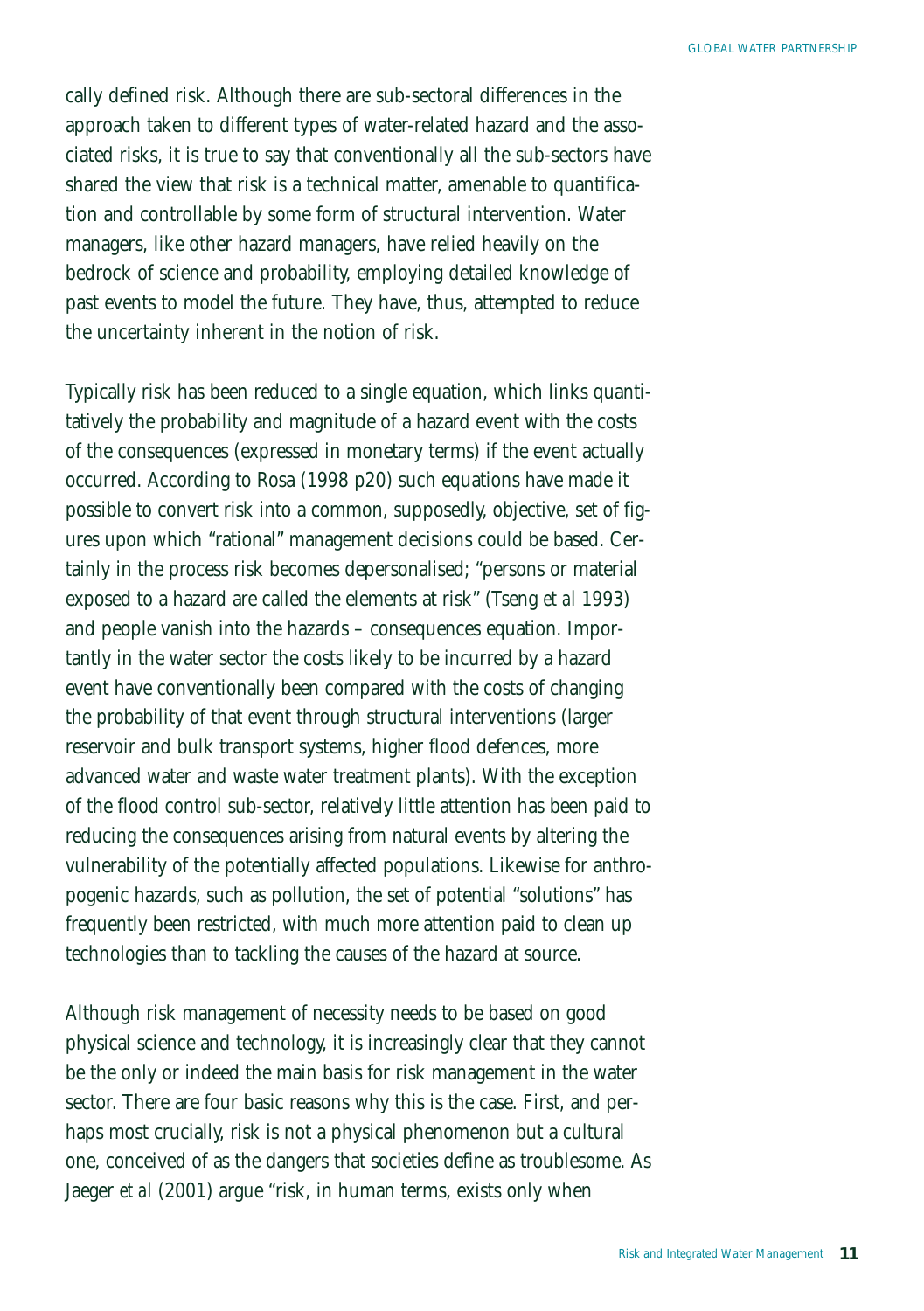cally defined risk. Although there are sub-sectoral differences in the approach taken to different types of water-related hazard and the associated risks, it is true to say that conventionally all the sub-sectors have shared the view that risk is a technical matter, amenable to quantification and controllable by some form of structural intervention. Water managers, like other hazard managers, have relied heavily on the bedrock of science and probability, employing detailed knowledge of past events to model the future. They have, thus, attempted to reduce the uncertainty inherent in the notion of risk.

Typically risk has been reduced to a single equation, which links quantitatively the probability and magnitude of a hazard event with the costs of the consequences (expressed in monetary terms) if the event actually occurred. According to Rosa (1998 p20) such equations have made it possible to convert risk into a common, supposedly, objective, set of figures upon which "rational" management decisions could be based. Certainly in the process risk becomes depersonalised; "persons or material exposed to a hazard are called the elements at risk" (Tseng *et al* 1993) and people vanish into the hazards – consequences equation. Importantly in the water sector the costs likely to be incurred by a hazard event have conventionally been compared with the costs of changing the probability of that event through structural interventions (larger reservoir and bulk transport systems, higher flood defences, more advanced water and waste water treatment plants). With the exception of the flood control sub-sector, relatively little attention has been paid to reducing the consequences arising from natural events by altering the vulnerability of the potentially affected populations. Likewise for anthropogenic hazards, such as pollution, the set of potential "solutions" has frequently been restricted, with much more attention paid to clean up technologies than to tackling the causes of the hazard at source.

Although risk management of necessity needs to be based on good physical science and technology, it is increasingly clear that they cannot be the only or indeed the main basis for risk management in the water sector. There are four basic reasons why this is the case. First, and perhaps most crucially, risk is not a physical phenomenon but a cultural one, conceived of as the dangers that societies define as troublesome. As Jaeger *et al* (2001) argue "risk, in human terms, exists only when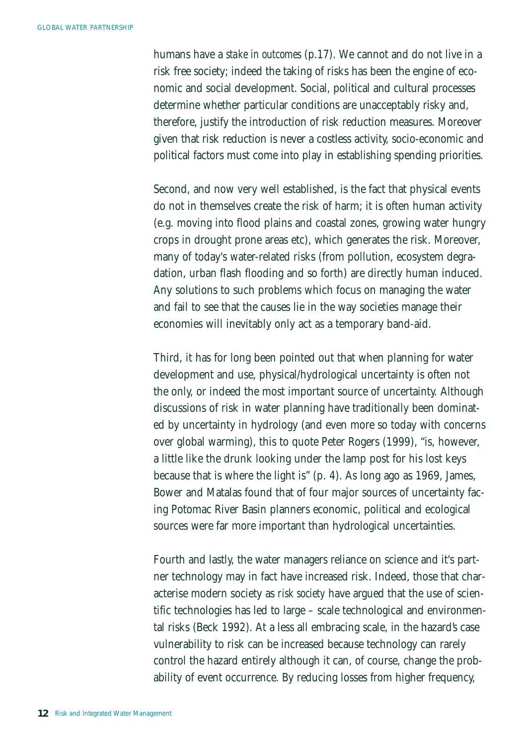humans have a *stake in outcomes* (p.17). We cannot and do not live in a risk free society; indeed the taking of risks has been the engine of economic and social development. Social, political and cultural processes determine whether particular conditions are unacceptably risky and, therefore, justify the introduction of risk reduction measures. Moreover given that risk reduction is never a costless activity, socio-economic and political factors must come into play in establishing spending priorities.

Second, and now very well established, is the fact that physical events do not in themselves create the risk of harm; it is often human activity (e.g. moving into flood plains and coastal zones, growing water hungry crops in drought prone areas etc), which generates the risk. Moreover, many of today's water-related risks (from pollution, ecosystem degradation, urban flash flooding and so forth) are directly human induced. Any solutions to such problems which focus on managing the water and fail to see that the causes lie in the way societies manage their economies will inevitably only act as a temporary band-aid.

Third, it has for long been pointed out that when planning for water development and use, physical/hydrological uncertainty is often not the only, or indeed the most important source of uncertainty. Although discussions of risk in water planning have traditionally been dominated by uncertainty in hydrology (and even more so today with concerns over global warming), this to quote Peter Rogers (1999), "is, however, a little like the drunk looking under the lamp post for his lost keys because that is where the light is" (p. 4). As long ago as 1969, James, Bower and Matalas found that of four major sources of uncertainty facing Potomac River Basin planners economic, political and ecological sources were far more important than hydrological uncertainties.

Fourth and lastly, the water managers reliance on science and it's partner technology may in fact have increased risk. Indeed, those that characterise modern society as *risk society* have argued that the use of scientific technologies has led to large – scale technological and environmental risks (Beck 1992). At a less all embracing scale, in the hazard's case vulnerability to risk can be increased because technology can rarely control the hazard entirely although it can, of course, change the probability of event occurrence. By reducing losses from higher frequency,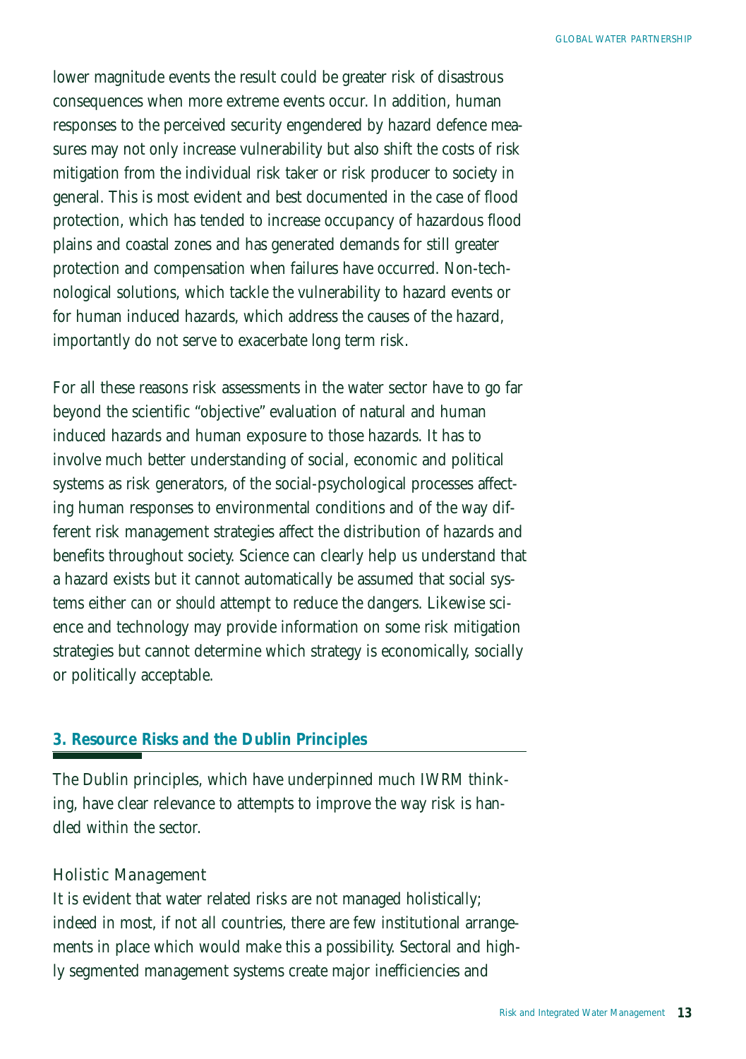lower magnitude events the result could be greater risk of disastrous consequences when more extreme events occur. In addition, human responses to the perceived security engendered by hazard defence measures may not only increase vulnerability but also shift the costs of risk mitigation from the individual risk taker or risk producer to society in general. This is most evident and best documented in the case of flood protection, which has tended to increase occupancy of hazardous flood plains and coastal zones and has generated demands for still greater protection and compensation when failures have occurred. Non-technological solutions, which tackle the vulnerability to hazard events or for human induced hazards, which address the causes of the hazard, importantly do not serve to exacerbate long term risk.

For all these reasons risk assessments in the water sector have to go far beyond the scientific "objective" evaluation of natural and human induced hazards and human exposure to those hazards. It has to involve much better understanding of social, economic and political systems as risk generators, of the social-psychological processes affecting human responses to environmental conditions and of the way different risk management strategies affect the distribution of hazards and benefits throughout society. Science can clearly help us understand that a hazard exists but it cannot automatically be assumed that social systems either *can* or *should* attempt to reduce the dangers. Likewise science and technology may provide information on some risk mitigation strategies but cannot determine which strategy is economically, socially or politically acceptable.

## 3. Resource Risks and the Dublin Principles

The Dublin principles, which have underpinned much IWRM thinking, have clear relevance to attempts to improve the way risk is handled within the sector.

### Holistic Management

It is evident that water related risks are not managed holistically; indeed in most, if not all countries, there are few institutional arrangements in place which would make this a possibility. Sectoral and highly segmented management systems create major inefficiencies and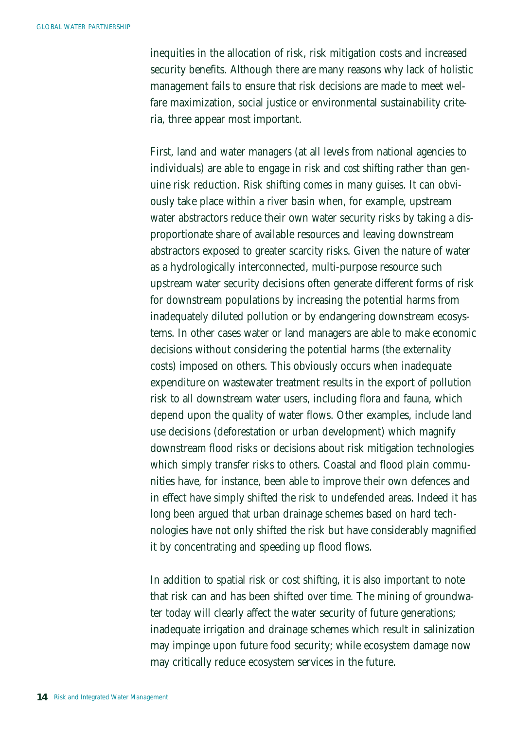inequities in the allocation of risk, risk mitigation costs and increased security benefits. Although there are many reasons why lack of holistic management fails to ensure that risk decisions are made to meet welfare maximization, social justice or environmental sustainability criteria, three appear most important.

First, land and water managers (at all levels from national agencies to individuals) are able to engage in *risk* and *cost shifting* rather than genuine risk reduction. Risk shifting comes in many guises. It can obviously take place within a river basin when, for example, upstream water abstractors reduce their own water security risks by taking a disproportionate share of available resources and leaving downstream abstractors exposed to greater scarcity risks. Given the nature of water as a hydrologically interconnected, multi-purpose resource such upstream water security decisions often generate different forms of risk for downstream populations by increasing the potential harms from inadequately diluted pollution or by endangering downstream ecosystems. In other cases water or land managers are able to make economic decisions without considering the potential harms (the externality costs) imposed on others. This obviously occurs when inadequate expenditure on wastewater treatment results in the export of pollution risk to all downstream water users, including flora and fauna, which depend upon the quality of water flows. Other examples, include land use decisions (deforestation or urban development) which magnify downstream flood risks or decisions about risk mitigation technologies which simply transfer risks to others. Coastal and flood plain communities have, for instance, been able to improve their own defences and in effect have simply shifted the risk to undefended areas. Indeed it has long been argued that urban drainage schemes based on hard technologies have not only shifted the risk but have considerably magnified it by concentrating and speeding up flood flows.

In addition to spatial risk or cost shifting, it is also important to note that risk can and has been shifted over time. The mining of groundwater today will clearly affect the water security of future generations; inadequate irrigation and drainage schemes which result in salinization may impinge upon future food security; while ecosystem damage now may critically reduce ecosystem services in the future.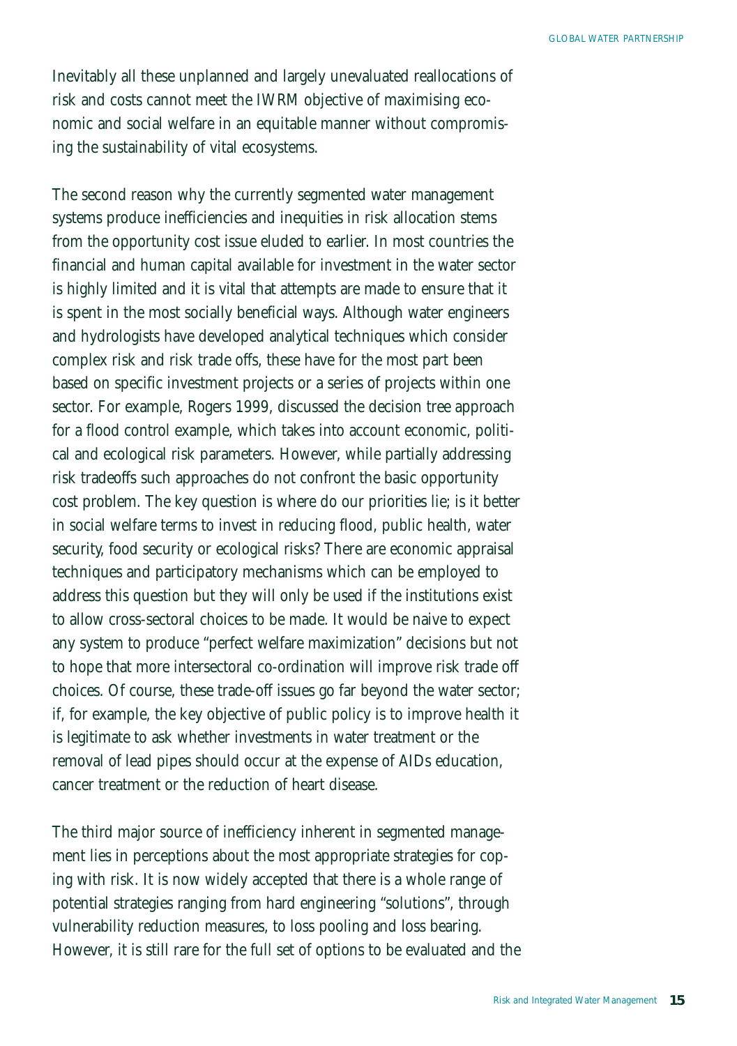Inevitably all these unplanned and largely unevaluated reallocations of risk and costs cannot meet the IWRM objective of maximising economic and social welfare in an equitable manner without compromising the sustainability of vital ecosystems.

The second reason why the currently segmented water management systems produce inefficiencies and inequities in risk allocation stems from the opportunity cost issue eluded to earlier. In most countries the financial and human capital available for investment in the water sector is highly limited and it is vital that attempts are made to ensure that it is spent in the most socially beneficial ways. Although water engineers and hydrologists have developed analytical techniques which consider complex risk and risk trade offs, these have for the most part been based on specific investment projects or a series of projects within one sector. For example, Rogers 1999, discussed the decision tree approach for a flood control example, which takes into account economic, political and ecological risk parameters. However, while partially addressing risk tradeoffs such approaches do not confront the basic opportunity cost problem. The key question is where do our priorities lie; is it better in social welfare terms to invest in reducing flood, public health, water security, food security or ecological risks? There are economic appraisal techniques and participatory mechanisms which can be employed to address this question but they will only be used if the institutions exist to allow cross-sectoral choices to be made. It would be naive to expect any system to produce "perfect welfare maximization" decisions but not to hope that more intersectoral co-ordination will improve risk trade off choices. Of course, these trade-off issues go far beyond the water sector; if, for example, the key objective of public policy is to improve health it is legitimate to ask whether investments in water treatment or the removal of lead pipes should occur at the expense of AIDs education, cancer treatment or the reduction of heart disease.

The third major source of inefficiency inherent in segmented management lies in perceptions about the most appropriate strategies for coping with risk. It is now widely accepted that there is a whole range of potential strategies ranging from hard engineering "solutions", through vulnerability reduction measures, to loss pooling and loss bearing. However, it is still rare for the full set of options to be evaluated and the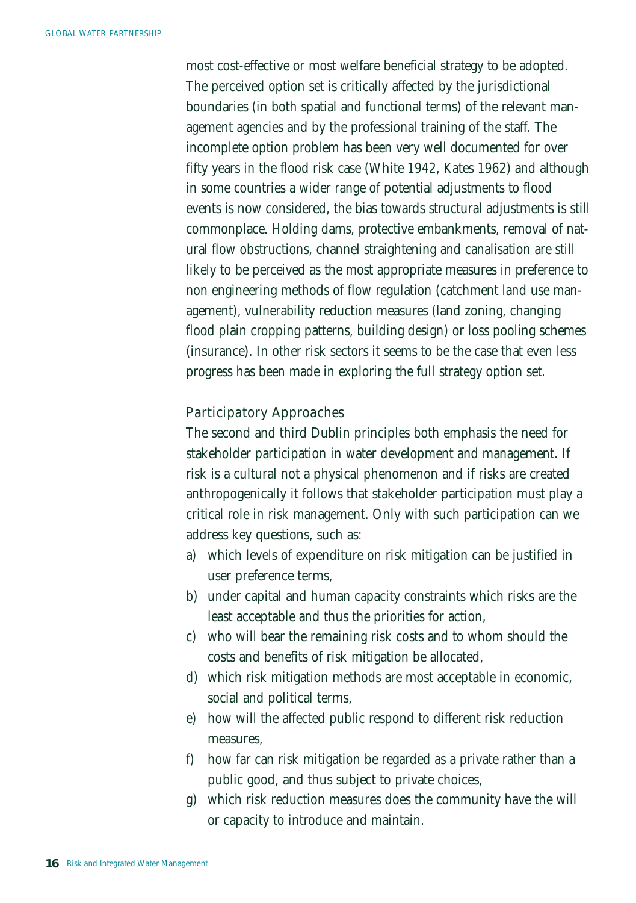most cost-effective or most welfare beneficial strategy to be adopted. The perceived option set is critically affected by the jurisdictional boundaries (in both spatial and functional terms) of the relevant management agencies and by the professional training of the staff. The incomplete option problem has been very well documented for over fifty years in the flood risk case (White 1942, Kates 1962) and although in some countries a wider range of potential adjustments to flood events is now considered, the bias towards structural adjustments is still commonplace. Holding dams, protective embankments, removal of natural flow obstructions, channel straightening and canalisation are still likely to be perceived as the most appropriate measures in preference to non engineering methods of flow regulation (catchment land use management), vulnerability reduction measures (land zoning, changing flood plain cropping patterns, building design) or loss pooling schemes (insurance). In other risk sectors it seems to be the case that even less progress has been made in exploring the full strategy option set.

### Participatory Approaches

The second and third Dublin principles both emphasis the need for stakeholder participation in water development and management. If risk is a cultural not a physical phenomenon and if risks are created anthropogenically it follows that stakeholder participation must play a critical role in risk management. Only with such participation can we address key questions, such as:

a) which levels of expenditure on risk mitigation can be justified in user preference terms,
b) under capital and human capacity constraints which risks are the least acceptable and thus the priorities for action,
c) who will bear the remaining risk costs and to whom should the costs and benefits of risk mitigation be allocated,
d) which risk mitigation methods are most acceptable in economic, social and political terms,
e) how will the affected public respond to different risk reduction measures,
f) how far can risk mitigation be regarded as a private rather than a public good, and thus subject to private choices,
g) which risk reduction measures does the community have the will or capacity to introduce and maintain.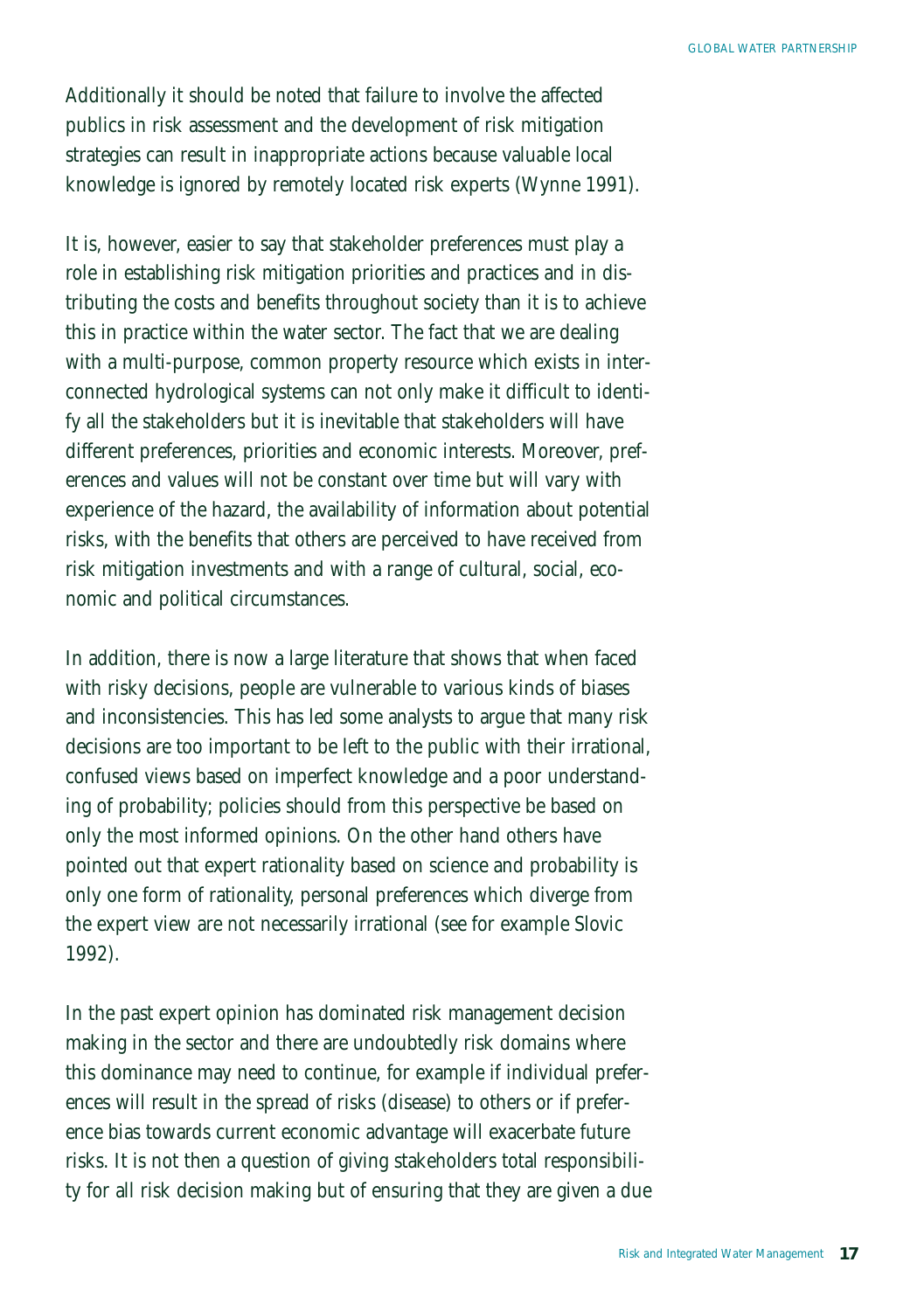Additionally it should be noted that failure to involve the affected publics in risk assessment and the development of risk mitigation strategies can result in inappropriate actions because valuable local knowledge is ignored by remotely located risk experts (Wynne 1991).

It is, however, easier to say that stakeholder preferences must play a role in establishing risk mitigation priorities and practices and in distributing the costs and benefits throughout society than it is to achieve this in practice within the water sector. The fact that we are dealing with a multi-purpose, common property resource which exists in interconnected hydrological systems can not only make it difficult to identify all the stakeholders but it is inevitable that stakeholders will have different preferences, priorities and economic interests. Moreover, preferences and values will not be constant over time but will vary with experience of the hazard, the availability of information about potential risks, with the benefits that others are perceived to have received from risk mitigation investments and with a range of cultural, social, economic and political circumstances.

In addition, there is now a large literature that shows that when faced with risky decisions, people are vulnerable to various kinds of biases and inconsistencies. This has led some analysts to argue that many risk decisions are too important to be left to the public with their irrational, confused views based on imperfect knowledge and a poor understanding of probability; policies should from this perspective be based on only the most informed opinions. On the other hand others have pointed out that expert rationality based on science and probability is only one form of rationality, personal preferences which diverge from the expert view are not necessarily irrational (see for example Slovic 1992).

In the past expert opinion has dominated risk management decision making in the sector and there are undoubtedly risk domains where this dominance may need to continue, for example if individual preferences will result in the spread of risks (disease) to others or if preference bias towards current economic advantage will exacerbate future risks. It is not then a question of giving stakeholders total responsibility for all risk decision making but of ensuring that they are given a due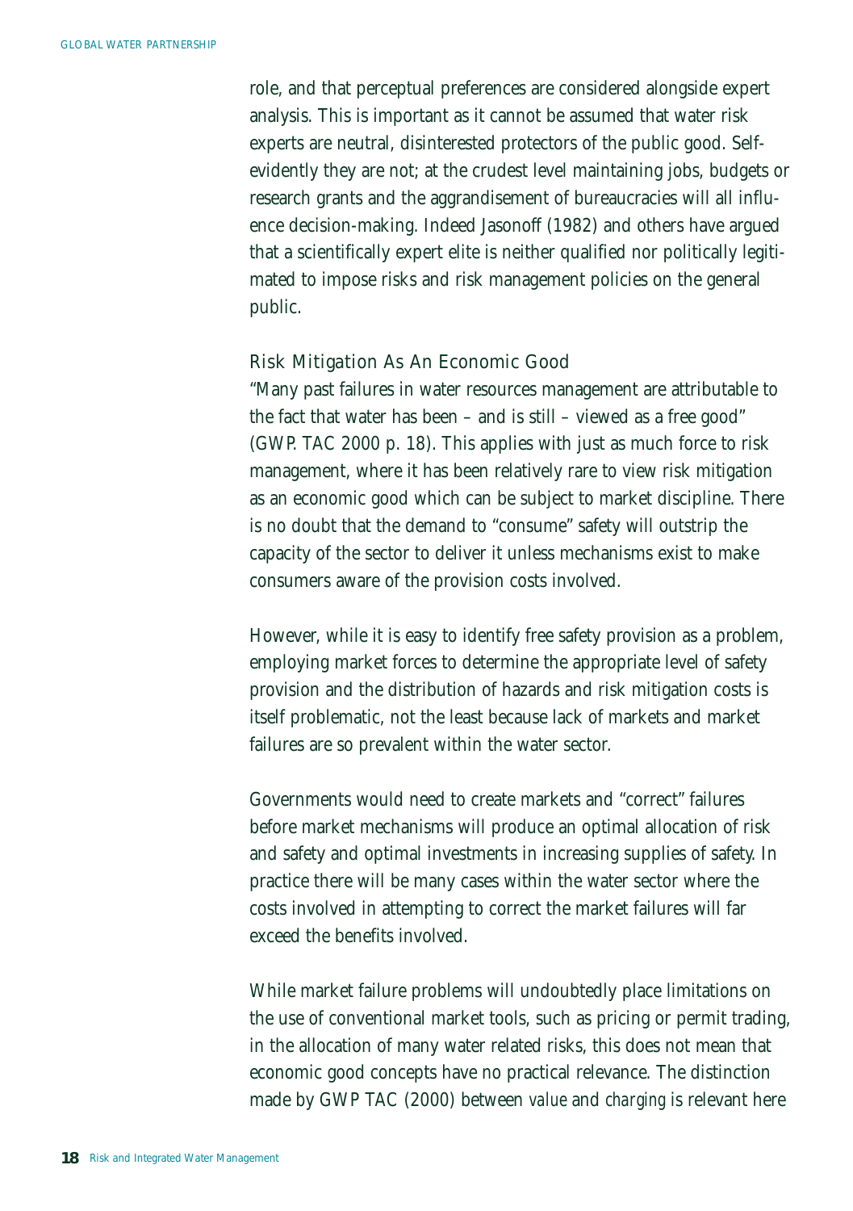role, and that perceptual preferences are considered alongside expert analysis. This is important as it cannot be assumed that water risk experts are neutral, disinterested protectors of the public good. Self-evidently they are not; at the crudest level maintaining jobs, budgets or research grants and the aggrandisement of bureaucracies will all influence decision-making. Indeed Jasonoff (1982) and others have argued that a scientifically expert elite is neither qualified nor politically legitimated to impose risks and risk management policies on the general public.

### Risk Mitigation As An Economic Good

"Many past failures in water resources management are attributable to the fact that water has been – and is still – viewed as a free good" (GWP. TAC 2000 p. 18). This applies with just as much force to risk management, where it has been relatively rare to view risk mitigation as an economic good which can be subject to market discipline. There is no doubt that the demand to "consume" safety will outstrip the capacity of the sector to deliver it unless mechanisms exist to make consumers aware of the provision costs involved.

However, while it is easy to identify free safety provision as a problem, employing market forces to determine the appropriate level of safety provision and the distribution of hazards and risk mitigation costs is itself problematic, not the least because lack of markets and market failures are so prevalent within the water sector.

Governments would need to create markets and "correct" failures before market mechanisms will produce an optimal allocation of risk and safety and optimal investments in increasing supplies of safety. In practice there will be many cases within the water sector where the costs involved in attempting to correct the market failures will far exceed the benefits involved.

While market failure problems will undoubtedly place limitations on the use of conventional market tools, such as pricing or permit trading, in the allocation of many water related risks, this does not mean that economic good concepts have no practical relevance. The distinction made by GWP TAC (2000) between *value* and *charging* is relevant here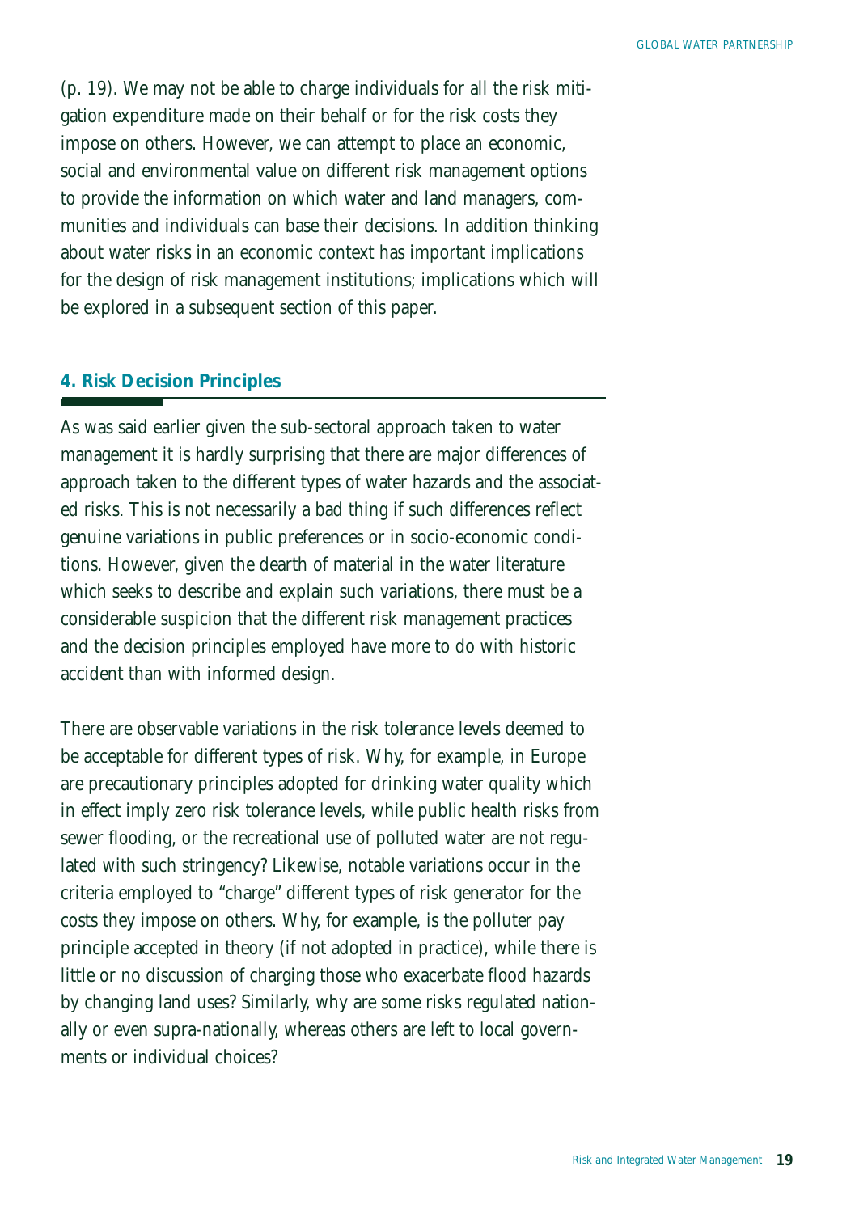(p. 19). We may not be able to charge individuals for all the risk mitigation expenditure made on their behalf or for the risk costs they impose on others. However, we can attempt to place an economic, social and environmental value on different risk management options to provide the information on which water and land managers, communities and individuals can base their decisions. In addition thinking about water risks in an economic context has important implications for the design of risk management institutions; implications which will be explored in a subsequent section of this paper.

## 4. Risk Decision Principles

As was said earlier given the sub-sectoral approach taken to water management it is hardly surprising that there are major differences of approach taken to the different types of water hazards and the associated risks. This is not necessarily a bad thing if such differences reflect genuine variations in public preferences or in socio-economic conditions. However, given the dearth of material in the water literature which seeks to describe and explain such variations, there must be a considerable suspicion that the different risk management practices and the decision principles employed have more to do with historic accident than with informed design.

There are observable variations in the risk tolerance levels deemed to be acceptable for different types of risk. Why, for example, in Europe are precautionary principles adopted for drinking water quality which in effect imply zero risk tolerance levels, while public health risks from sewer flooding, or the recreational use of polluted water are not regulated with such stringency? Likewise, notable variations occur in the criteria employed to "charge" different types of risk generator for the costs they impose on others. Why, for example, is the polluter pay principle accepted in theory (if not adopted in practice), while there is little or no discussion of charging those who exacerbate flood hazards by changing land uses? Similarly, why are some risks regulated nationally or even supra-nationally, whereas others are left to local governments or individual choices?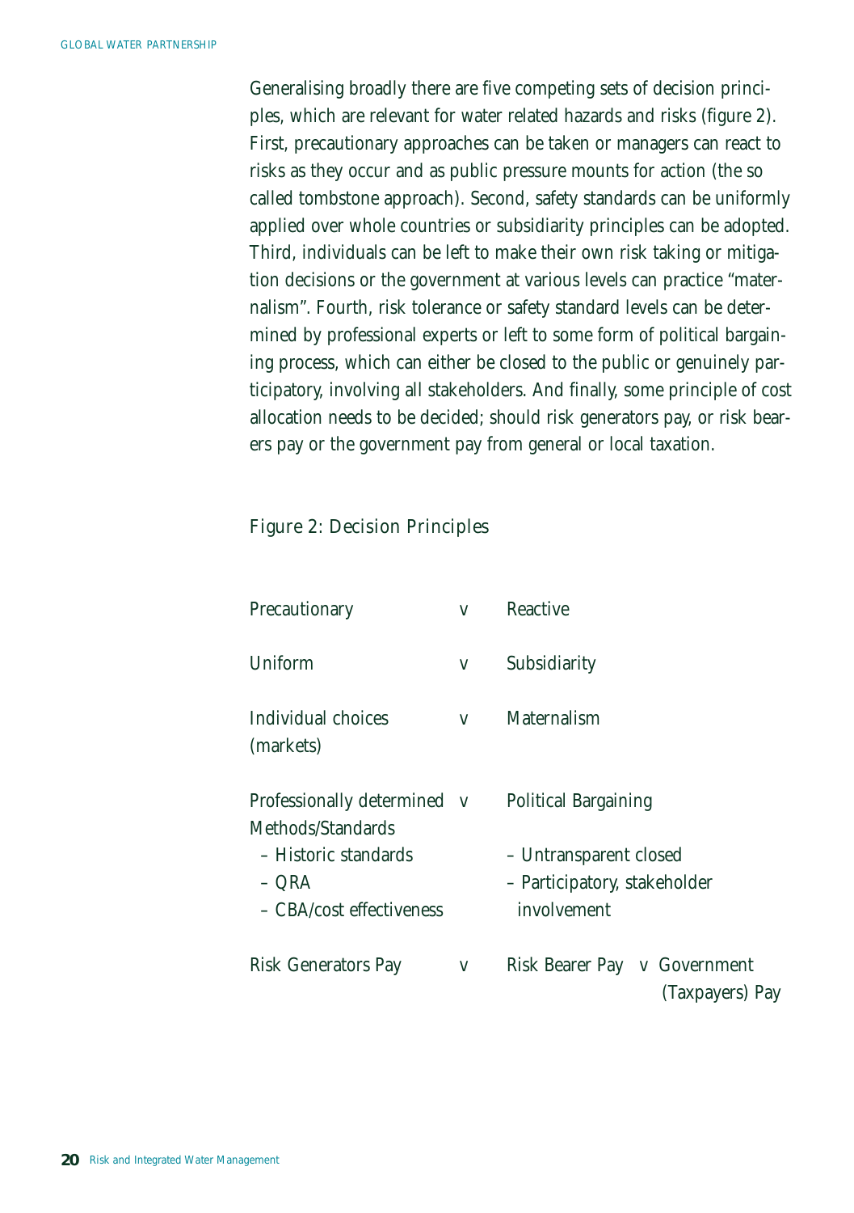Generalising broadly there are five competing sets of decision principles, which are relevant for water related hazards and risks (figure 2). First, precautionary approaches can be taken or managers can react to risks as they occur and as public pressure mounts for action (the so called tombstone approach). Second, safety standards can be uniformly applied over whole countries or subsidiarity principles can be adopted. Third, individuals can be left to make their own risk taking or mitigation decisions or the government at various levels can practice "maternalism". Fourth, risk tolerance or safety standard levels can be determined by professional experts or left to some form of political bargaining process, which can either be closed to the public or genuinely participatory, involving all stakeholders. And finally, some principle of cost allocation needs to be decided; should risk generators pay, or risk bearers pay or the government pay from general or local taxation.

Figure 2: Decision Principles

| | | |
|---|---|---|
| Precautionary | v | Reactive |
| Uniform | v | Subsidiarity |
| Individual choices (markets) | v | Maternalism |
| Professionally determined Methods/Standards<br>– Historic standards<br>– QRA<br>– CBA/cost effectiveness | v | Political Bargaining<br>– Untransparent closed<br>– Participatory, stakeholder involvement |
| Risk Generators Pay | v | Risk Bearer Pay v Government (Taxpayers) Pay |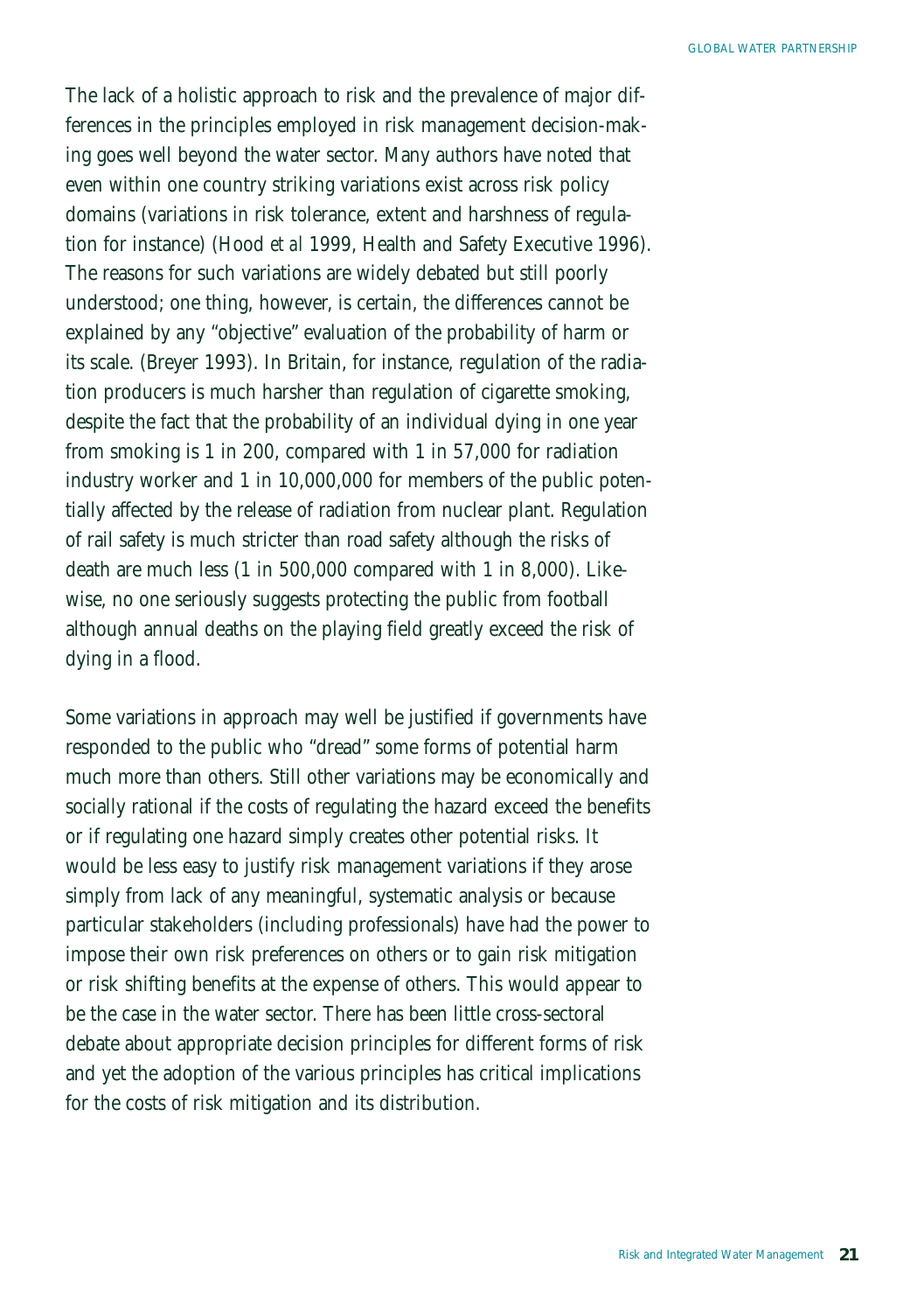The lack of a holistic approach to risk and the prevalence of major differences in the principles employed in risk management decision-making goes well beyond the water sector. Many authors have noted that even within one country striking variations exist across risk policy domains (variations in risk tolerance, extent and harshness of regulation for instance) (Hood *et al* 1999, Health and Safety Executive 1996). The reasons for such variations are widely debated but still poorly understood; one thing, however, is certain, the differences cannot be explained by any "objective" evaluation of the probability of harm or its scale. (Breyer 1993). In Britain, for instance, regulation of the radiation producers is much harsher than regulation of cigarette smoking, despite the fact that the probability of an individual dying in one year from smoking is 1 in 200, compared with 1 in 57,000 for radiation industry worker and 1 in 10,000,000 for members of the public potentially affected by the release of radiation from nuclear plant. Regulation of rail safety is much stricter than road safety although the risks of death are much less (1 in 500,000 compared with 1 in 8,000). Likewise, no one seriously suggests protecting the public from football although annual deaths on the playing field greatly exceed the risk of dying in a flood.

Some variations in approach may well be justified if governments have responded to the public who "dread" some forms of potential harm much more than others. Still other variations may be economically and socially rational if the costs of regulating the hazard exceed the benefits or if regulating one hazard simply creates other potential risks. It would be less easy to justify risk management variations if they arose simply from lack of any meaningful, systematic analysis or because particular stakeholders (including professionals) have had the power to impose their own risk preferences on others or to gain risk mitigation or risk shifting benefits at the expense of others. This would appear to be the case in the water sector. There has been little cross-sectoral debate about appropriate decision principles for different forms of risk and yet the adoption of the various principles has critical implications for the costs of risk mitigation and its distribution.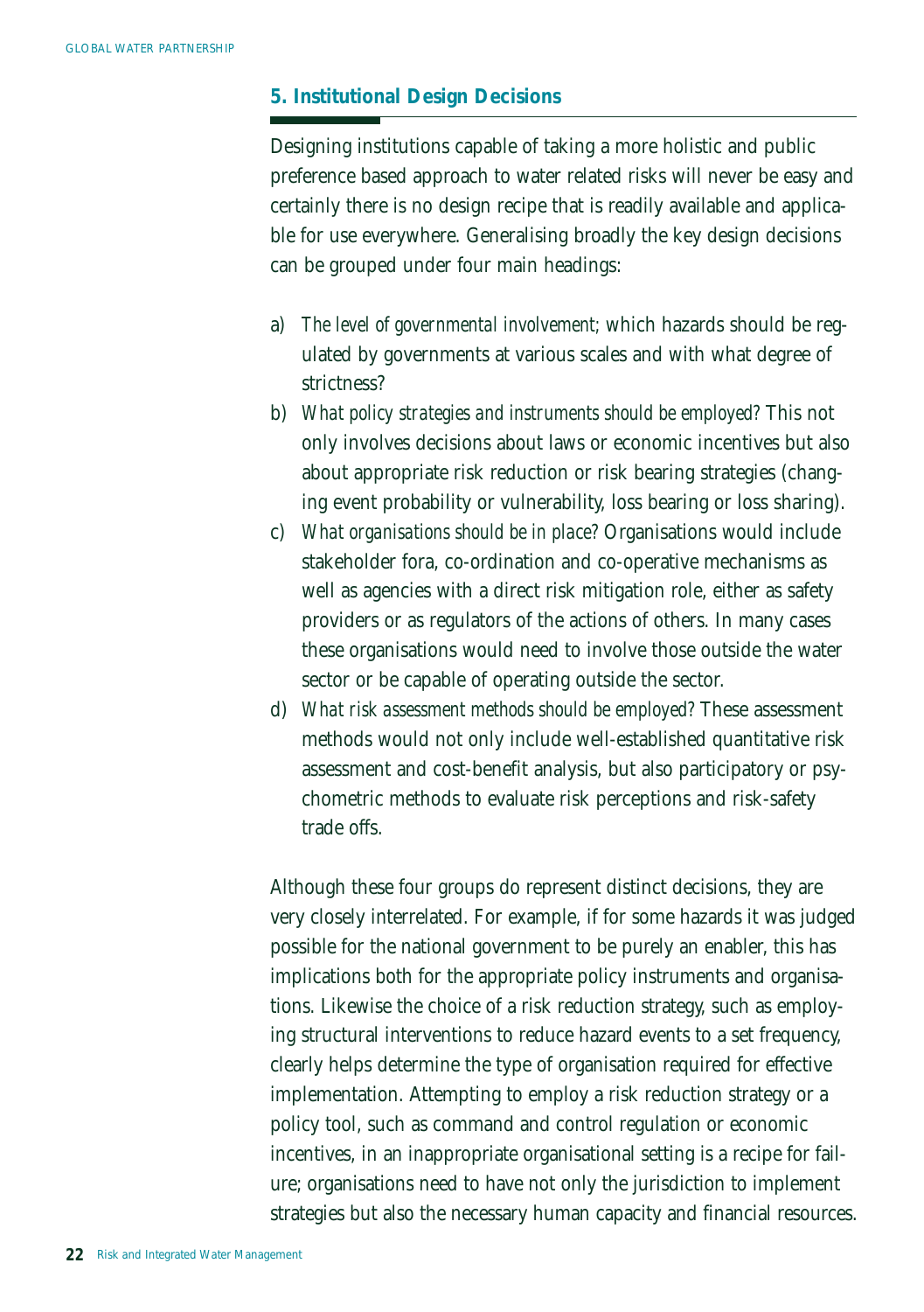## 5. Institutional Design Decisions

Designing institutions capable of taking a more holistic and public preference based approach to water related risks will never be easy and certainly there is no design recipe that is readily available and applicable for use everywhere. Generalising broadly the key design decisions can be grouped under four main headings:

a) *The level of governmental involvement;* which hazards should be regulated by governments at various scales and with what degree of strictness?

b) *What policy strategies and instruments should be employed?* This not only involves decisions about laws or economic incentives but also about appropriate risk reduction or risk bearing strategies (changing event probability or vulnerability, loss bearing or loss sharing).

c) *What organisations should be in place?* Organisations would include stakeholder fora, co-ordination and co-operative mechanisms as well as agencies with a direct risk mitigation role, either as safety providers or as regulators of the actions of others. In many cases these organisations would need to involve those outside the water sector or be capable of operating outside the sector.

d) *What risk assessment methods should be employed?* These assessment methods would not only include well-established quantitative risk assessment and cost-benefit analysis, but also participatory or psychometric methods to evaluate risk perceptions and risk-safety trade offs.

Although these four groups do represent distinct decisions, they are very closely interrelated. For example, if for some hazards it was judged possible for the national government to be purely an enabler, this has implications both for the appropriate policy instruments and organisations. Likewise the choice of a risk reduction strategy, such as employing structural interventions to reduce hazard events to a set frequency, clearly helps determine the type of organisation required for effective implementation. Attempting to employ a risk reduction strategy or a policy tool, such as command and control regulation or economic incentives, in an inappropriate organisational setting is a recipe for failure; organisations need to have not only the jurisdiction to implement strategies but also the necessary human capacity and financial resources.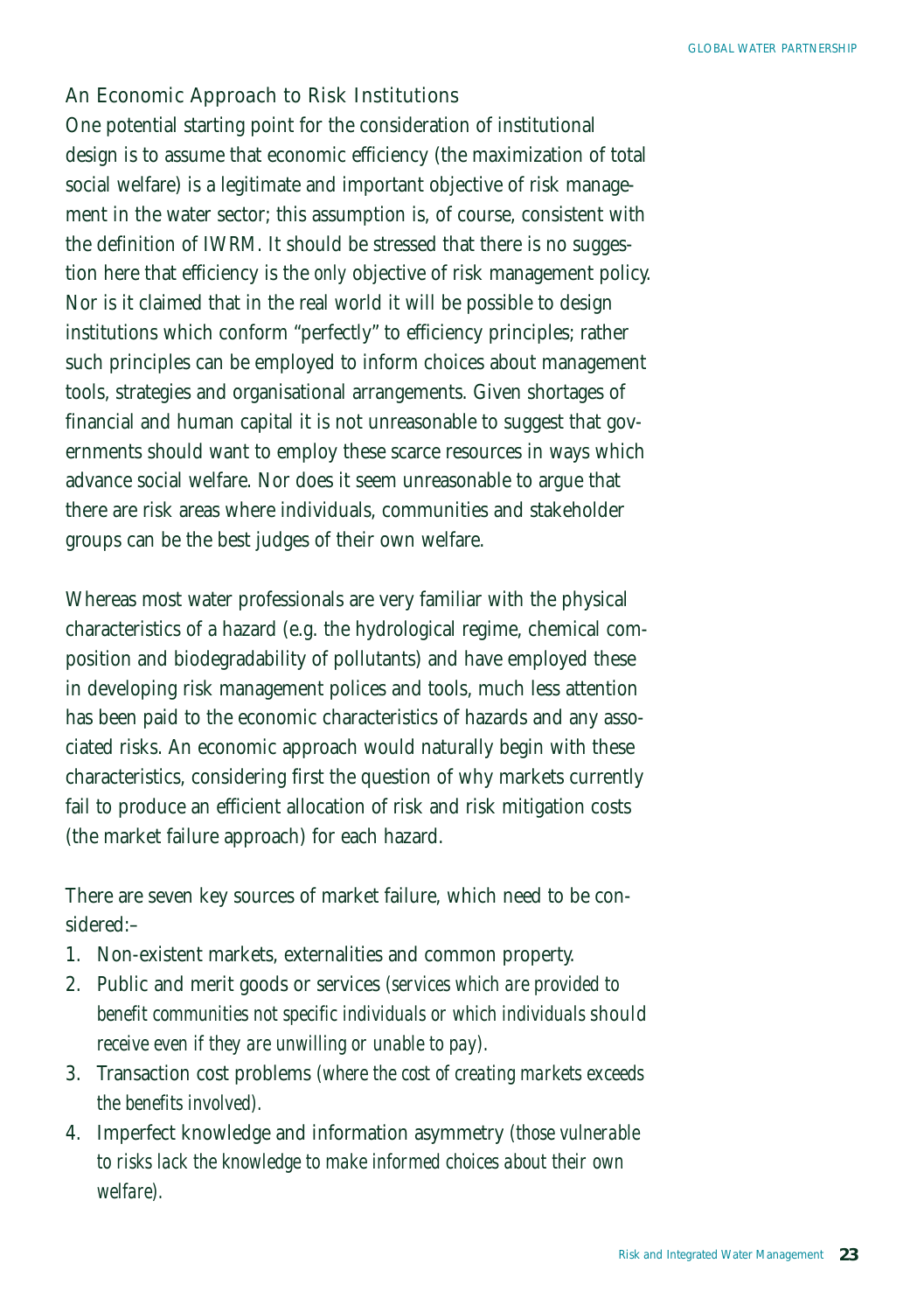## An Economic Approach to Risk Institutions

One potential starting point for the consideration of institutional design is to assume that economic efficiency (the maximization of total social welfare) is a legitimate and important objective of risk management in the water sector; this assumption is, of course, consistent with the definition of IWRM. It should be stressed that there is no suggestion here that efficiency is the *only* objective of risk management policy. Nor is it claimed that in the real world it will be possible to design institutions which conform "perfectly" to efficiency principles; rather such principles can be employed to inform choices about management tools, strategies and organisational arrangements. Given shortages of financial and human capital it is not unreasonable to suggest that governments should want to employ these scarce resources in ways which advance social welfare. Nor does it seem unreasonable to argue that there are risk areas where individuals, communities and stakeholder groups can be the best judges of their own welfare.

Whereas most water professionals are very familiar with the physical characteristics of a hazard (e.g. the hydrological regime, chemical composition and biodegradability of pollutants) and have employed these in developing risk management polices and tools, much less attention has been paid to the economic characteristics of hazards and any associated risks. An economic approach would naturally begin with these characteristics, considering first the question of why markets currently fail to produce an efficient allocation of risk and risk mitigation costs (the market failure approach) for each hazard.

There are seven key sources of market failure, which need to be considered:–

1. Non-existent markets, externalities and common property.
2. Public and merit goods or services *(services which are provided to benefit communities not specific individuals or which individuals should receive even if they are unwilling or unable to pay).*
3. Transaction cost problems *(where the cost of creating markets exceeds the benefits involved).*
4. Imperfect knowledge and information asymmetry *(those vulnerable to risks lack the knowledge to make informed choices about their own welfare).*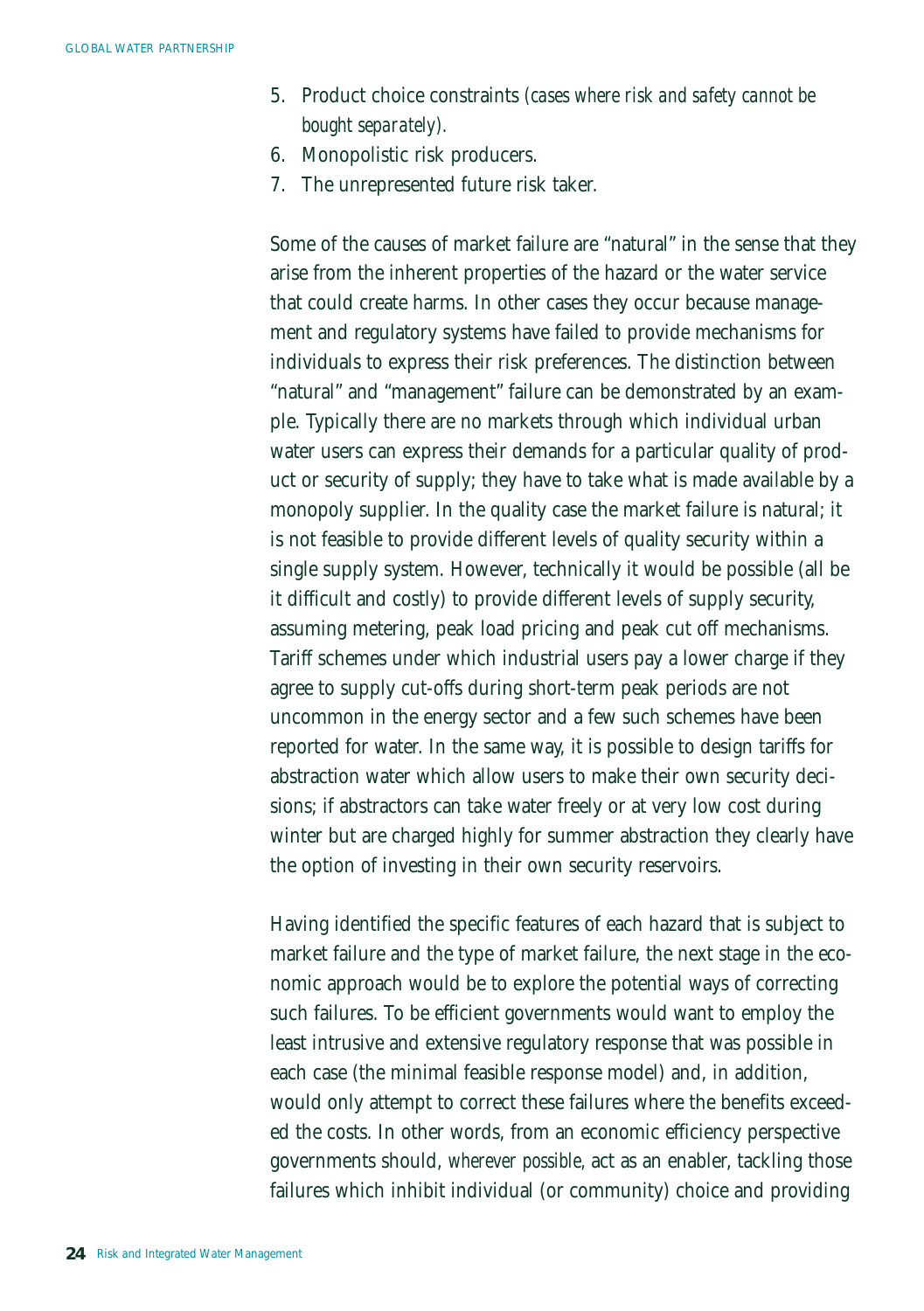5. Product choice constraints *(cases where risk and safety cannot be bought separately).*
6. Monopolistic risk producers.
7. The unrepresented future risk taker.

Some of the causes of market failure are "natural" in the sense that they arise from the inherent properties of the hazard or the water service that could create harms. In other cases they occur because management and regulatory systems have failed to provide mechanisms for individuals to express their risk preferences. The distinction between "natural" and "management" failure can be demonstrated by an example. Typically there are no markets through which individual urban water users can express their demands for a particular quality of product or security of supply; they have to take what is made available by a monopoly supplier. In the quality case the market failure is natural; it is not feasible to provide different levels of quality security within a single supply system. However, technically it would be possible (all be it difficult and costly) to provide different levels of supply security, assuming metering, peak load pricing and peak cut off mechanisms. Tariff schemes under which industrial users pay a lower charge if they agree to supply cut-offs during short-term peak periods are not uncommon in the energy sector and a few such schemes have been reported for water. In the same way, it is possible to design tariffs for abstraction water which allow users to make their own security decisions; if abstractors can take water freely or at very low cost during winter but are charged highly for summer abstraction they clearly have the option of investing in their own security reservoirs.

Having identified the specific features of each hazard that is subject to market failure and the type of market failure, the next stage in the economic approach would be to explore the potential ways of correcting such failures. To be efficient governments would want to employ the least intrusive and extensive regulatory response that was possible in each case (the minimal feasible response model) and, in addition, would only attempt to correct these failures where the benefits exceeded the costs. In other words, from an economic efficiency perspective governments should, *wherever possible,* act as an enabler, tackling those failures which inhibit individual (or community) choice and providing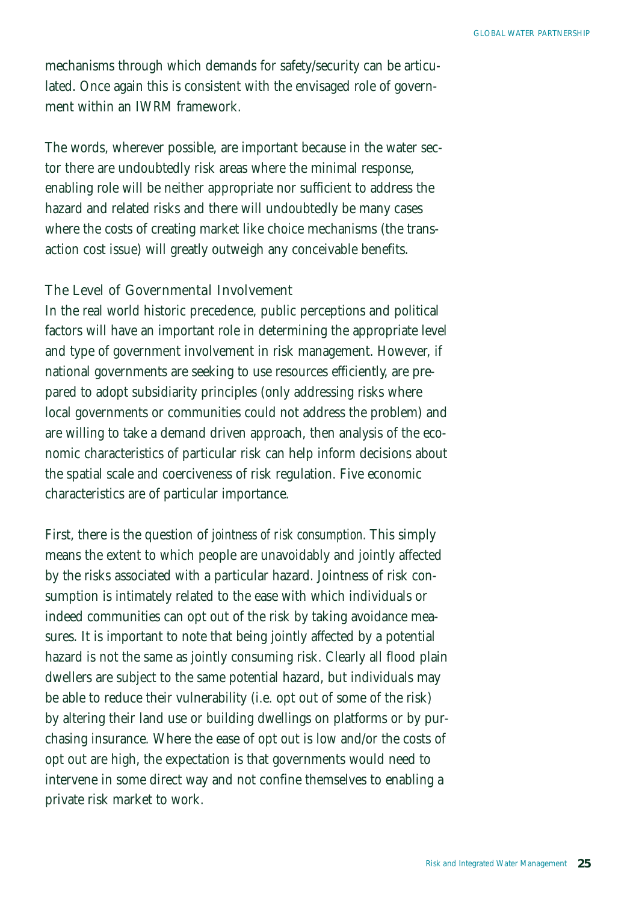mechanisms through which demands for safety/security can be articulated. Once again this is consistent with the envisaged role of government within an IWRM framework.

The words, wherever possible, are important because in the water sector there are undoubtedly risk areas where the minimal response, enabling role will be neither appropriate nor sufficient to address the hazard and related risks and there will undoubtedly be many cases where the costs of creating market like choice mechanisms (the transaction cost issue) will greatly outweigh any conceivable benefits.

### The Level of Governmental Involvement

In the real world historic precedence, public perceptions and political factors will have an important role in determining the appropriate level and type of government involvement in risk management. However, if national governments are seeking to use resources efficiently, are prepared to adopt subsidiarity principles (only addressing risks where local governments or communities could not address the problem) and are willing to take a demand driven approach, then analysis of the economic characteristics of particular risk can help inform decisions about the spatial scale and coerciveness of risk regulation. Five economic characteristics are of particular importance.

First, there is the question of *jointness of risk consumption*. This simply means the extent to which people are unavoidably and jointly affected by the risks associated with a particular hazard. Jointness of risk consumption is intimately related to the ease with which individuals or indeed communities can opt out of the risk by taking avoidance measures. It is important to note that being jointly affected by a potential hazard is not the same as jointly consuming risk. Clearly all flood plain dwellers are subject to the same potential hazard, but individuals may be able to reduce their vulnerability (i.e. opt out of some of the risk) by altering their land use or building dwellings on platforms or by purchasing insurance. Where the ease of opt out is low and/or the costs of opt out are high, the expectation is that governments would need to intervene in some direct way and not confine themselves to enabling a private risk market to work.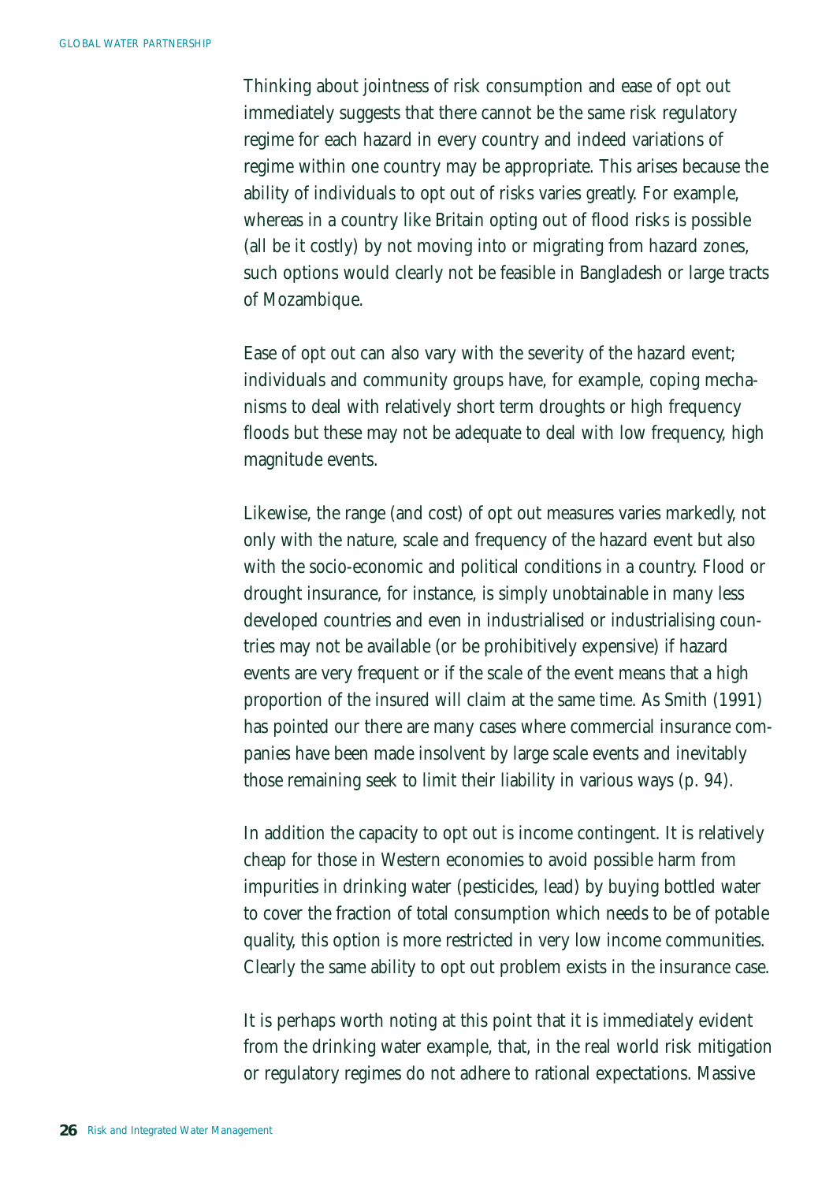Thinking about jointness of risk consumption and ease of opt out immediately suggests that there cannot be the same risk regulatory regime for each hazard in every country and indeed variations of regime within one country may be appropriate. This arises because the ability of individuals to opt out of risks varies greatly. For example, whereas in a country like Britain opting out of flood risks is possible (all be it costly) by not moving into or migrating from hazard zones, such options would clearly not be feasible in Bangladesh or large tracts of Mozambique.

Ease of opt out can also vary with the severity of the hazard event; individuals and community groups have, for example, coping mechanisms to deal with relatively short term droughts or high frequency floods but these may not be adequate to deal with low frequency, high magnitude events.

Likewise, the range (and cost) of opt out measures varies markedly, not only with the nature, scale and frequency of the hazard event but also with the socio-economic and political conditions in a country. Flood or drought insurance, for instance, is simply unobtainable in many less developed countries and even in industrialised or industrialising countries may not be available (or be prohibitively expensive) if hazard events are very frequent or if the scale of the event means that a high proportion of the insured will claim at the same time. As Smith (1991) has pointed our there are many cases where commercial insurance companies have been made insolvent by large scale events and inevitably those remaining seek to limit their liability in various ways (p. 94).

In addition the capacity to opt out is income contingent. It is relatively cheap for those in Western economies to avoid possible harm from impurities in drinking water (pesticides, lead) by buying bottled water to cover the fraction of total consumption which needs to be of potable quality, this option is more restricted in very low income communities. Clearly the same ability to opt out problem exists in the insurance case.

It is perhaps worth noting at this point that it is immediately evident from the drinking water example, that, in the real world risk mitigation or regulatory regimes do not adhere to rational expectations. Massive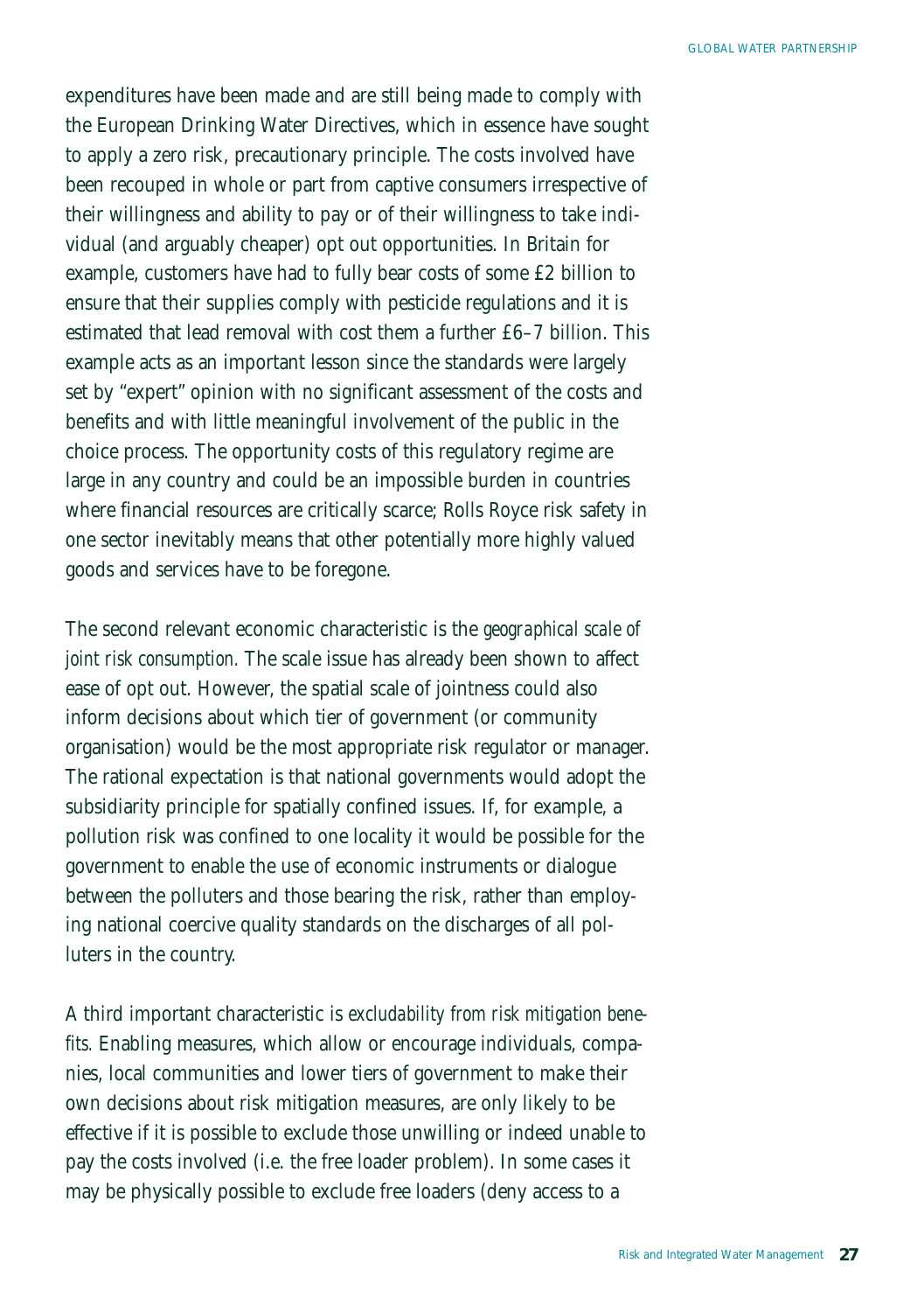expenditures have been made and are still being made to comply with the European Drinking Water Directives, which in essence have sought to apply a zero risk, precautionary principle. The costs involved have been recouped in whole or part from captive consumers irrespective of their willingness and ability to pay or of their willingness to take individual (and arguably cheaper) opt out opportunities. In Britain for example, customers have had to fully bear costs of some £2 billion to ensure that their supplies comply with pesticide regulations and it is estimated that lead removal with cost them a further £6–7 billion. This example acts as an important lesson since the standards were largely set by "expert" opinion with no significant assessment of the costs and benefits and with little meaningful involvement of the public in the choice process. The opportunity costs of this regulatory regime are large in any country and could be an impossible burden in countries where financial resources are critically scarce; Rolls Royce risk safety in one sector inevitably means that other potentially more highly valued goods and services have to be foregone.

The second relevant economic characteristic is the *geographical scale of joint risk consumption.* The scale issue has already been shown to affect ease of opt out. However, the spatial scale of jointness could also inform decisions about which tier of government (or community organisation) would be the most appropriate risk regulator or manager. The rational expectation is that national governments would adopt the subsidiarity principle for spatially confined issues. If, for example, a pollution risk was confined to one locality it would be possible for the government to enable the use of economic instruments or dialogue between the polluters and those bearing the risk, rather than employing national coercive quality standards on the discharges of all polluters in the country.

A third important characteristic is *excludability from risk mitigation benefits.* Enabling measures, which allow or encourage individuals, companies, local communities and lower tiers of government to make their own decisions about risk mitigation measures, are only likely to be effective if it is possible to exclude those unwilling or indeed unable to pay the costs involved (i.e. the free loader problem). In some cases it may be physically possible to exclude free loaders (deny access to a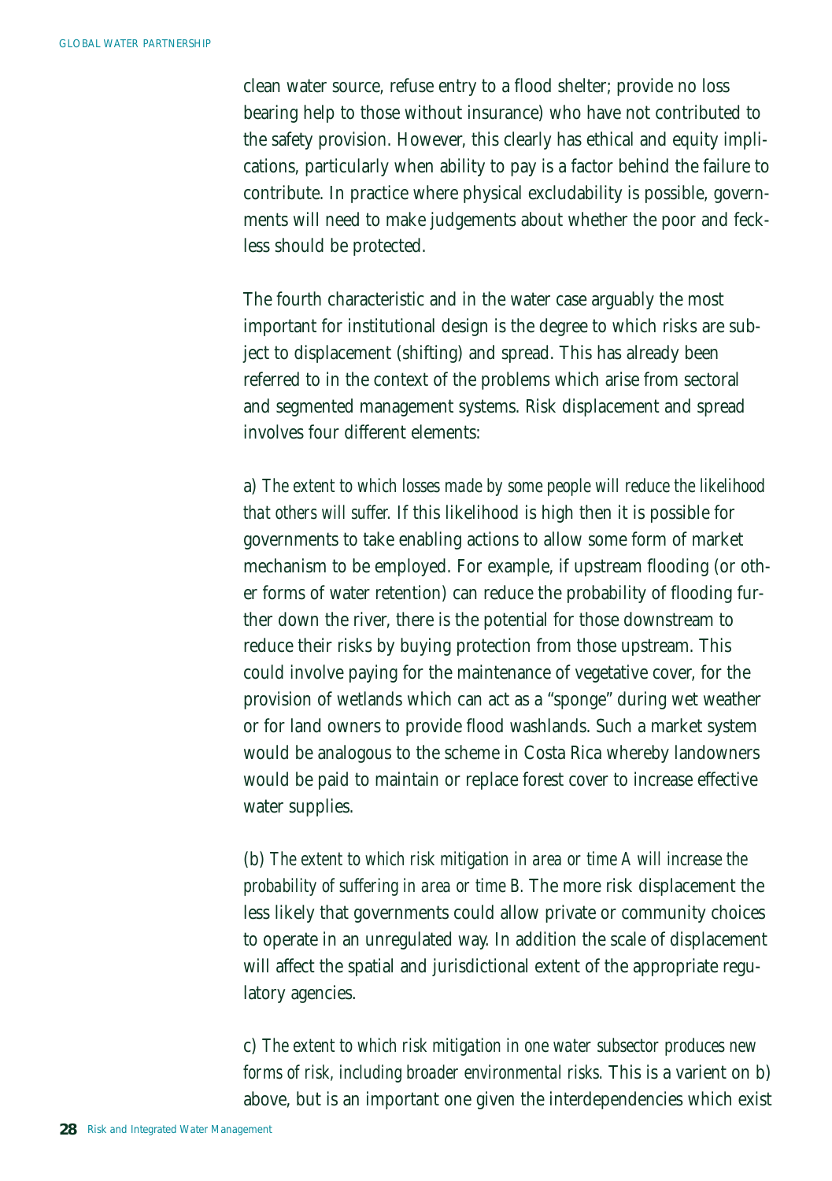clean water source, refuse entry to a flood shelter; provide no loss bearing help to those without insurance) who have not contributed to the safety provision. However, this clearly has ethical and equity implications, particularly when ability to pay is a factor behind the failure to contribute. In practice where physical excludability is possible, governments will need to make judgements about whether the poor and feckless should be protected.

The fourth characteristic and in the water case arguably the most important for institutional design is the degree to which risks are subject to displacement (shifting) and spread. This has already been referred to in the context of the problems which arise from sectoral and segmented management systems. Risk displacement and spread involves four different elements:

a) *The extent to which losses made by some people will reduce the likelihood that others will suffer.* If this likelihood is high then it is possible for governments to take enabling actions to allow some form of market mechanism to be employed. For example, if upstream flooding (or other forms of water retention) can reduce the probability of flooding further down the river, there is the potential for those downstream to reduce their risks by buying protection from those upstream. This could involve paying for the maintenance of vegetative cover, for the provision of wetlands which can act as a "sponge" during wet weather or for land owners to provide flood washlands. Such a market system would be analogous to the scheme in Costa Rica whereby landowners would be paid to maintain or replace forest cover to increase effective water supplies.

(b) *The extent to which risk mitigation in area or time A will increase the probability of suffering in area or time B.* The more risk displacement the less likely that governments could allow private or community choices to operate in an unregulated way. In addition the scale of displacement will affect the spatial and jurisdictional extent of the appropriate regulatory agencies.

c) *The extent to which risk mitigation in one water subsector produces new forms of risk, including broader environmental risks.* This is a varient on b) above, but is an important one given the interdependencies which exist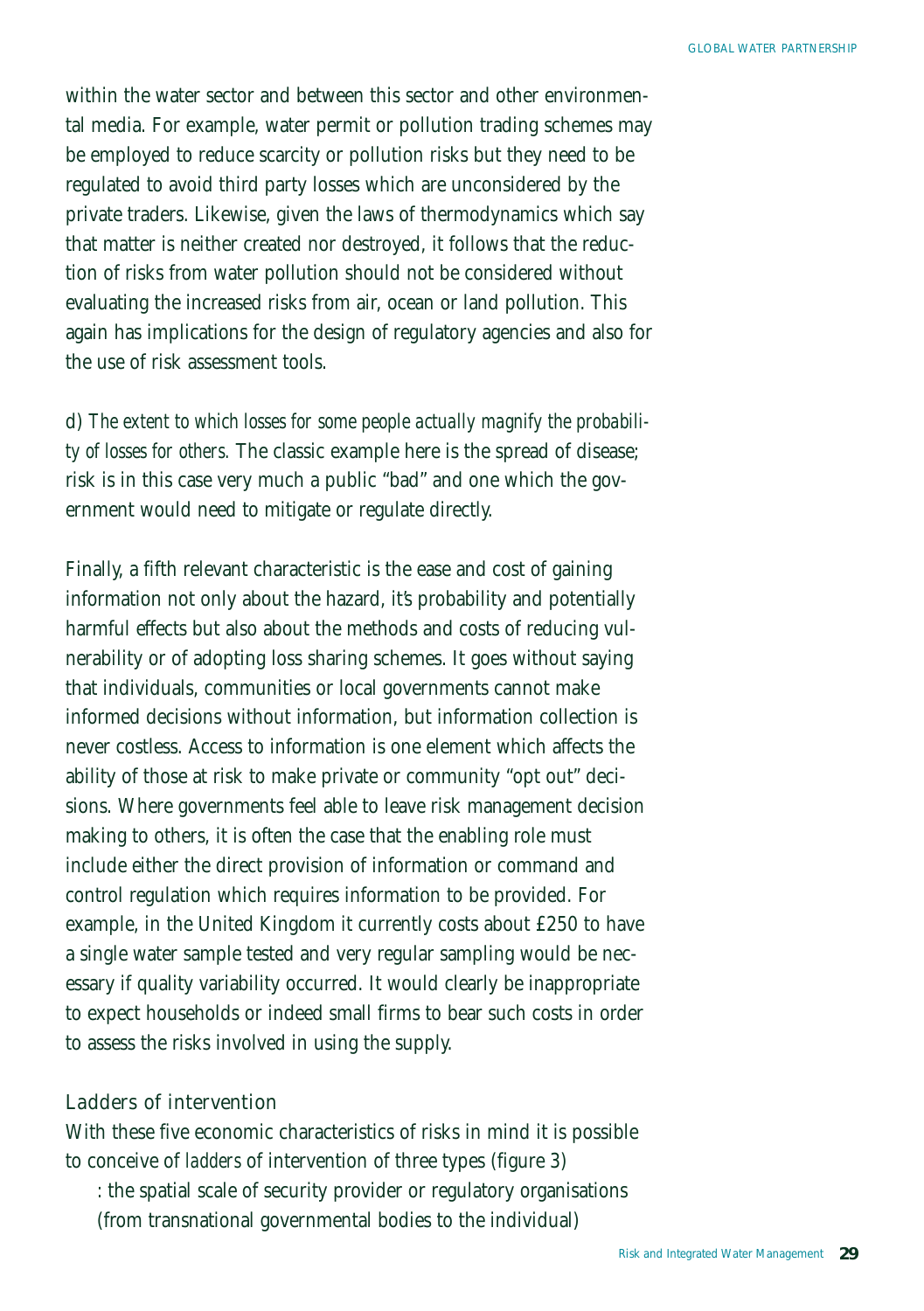within the water sector and between this sector and other environmental media. For example, water permit or pollution trading schemes may be employed to reduce scarcity or pollution risks but they need to be regulated to avoid third party losses which are unconsidered by the private traders. Likewise, given the laws of thermodynamics which say that matter is neither created nor destroyed, it follows that the reduction of risks from water pollution should not be considered without evaluating the increased risks from air, ocean or land pollution. This again has implications for the design of regulatory agencies and also for the use of risk assessment tools.

d) *The extent to which losses for some people actually magnify the probability of losses for others.* The classic example here is the spread of disease; risk is in this case very much a public "bad" and one which the government would need to mitigate or regulate directly.

Finally, a fifth relevant characteristic is the ease and cost of gaining information not only about the hazard, it's probability and potentially harmful effects but also about the methods and costs of reducing vulnerability or of adopting loss sharing schemes. It goes without saying that individuals, communities or local governments cannot make informed decisions without information, but information collection is never costless. Access to information is one element which affects the ability of those at risk to make private or community "opt out" decisions. Where governments feel able to leave risk management decision making to others, it is often the case that the enabling role must include either the direct provision of information or command and control regulation which requires information to be provided. For example, in the United Kingdom it currently costs about £250 to have a single water sample tested and very regular sampling would be necessary if quality variability occurred. It would clearly be inappropriate to expect households or indeed small firms to bear such costs in order to assess the risks involved in using the supply.

## Ladders of intervention

With these five economic characteristics of risks in mind it is possible to conceive of *ladders* of intervention of three types (figure 3)

: the spatial scale of security provider or regulatory organisations (from transnational governmental bodies to the individual)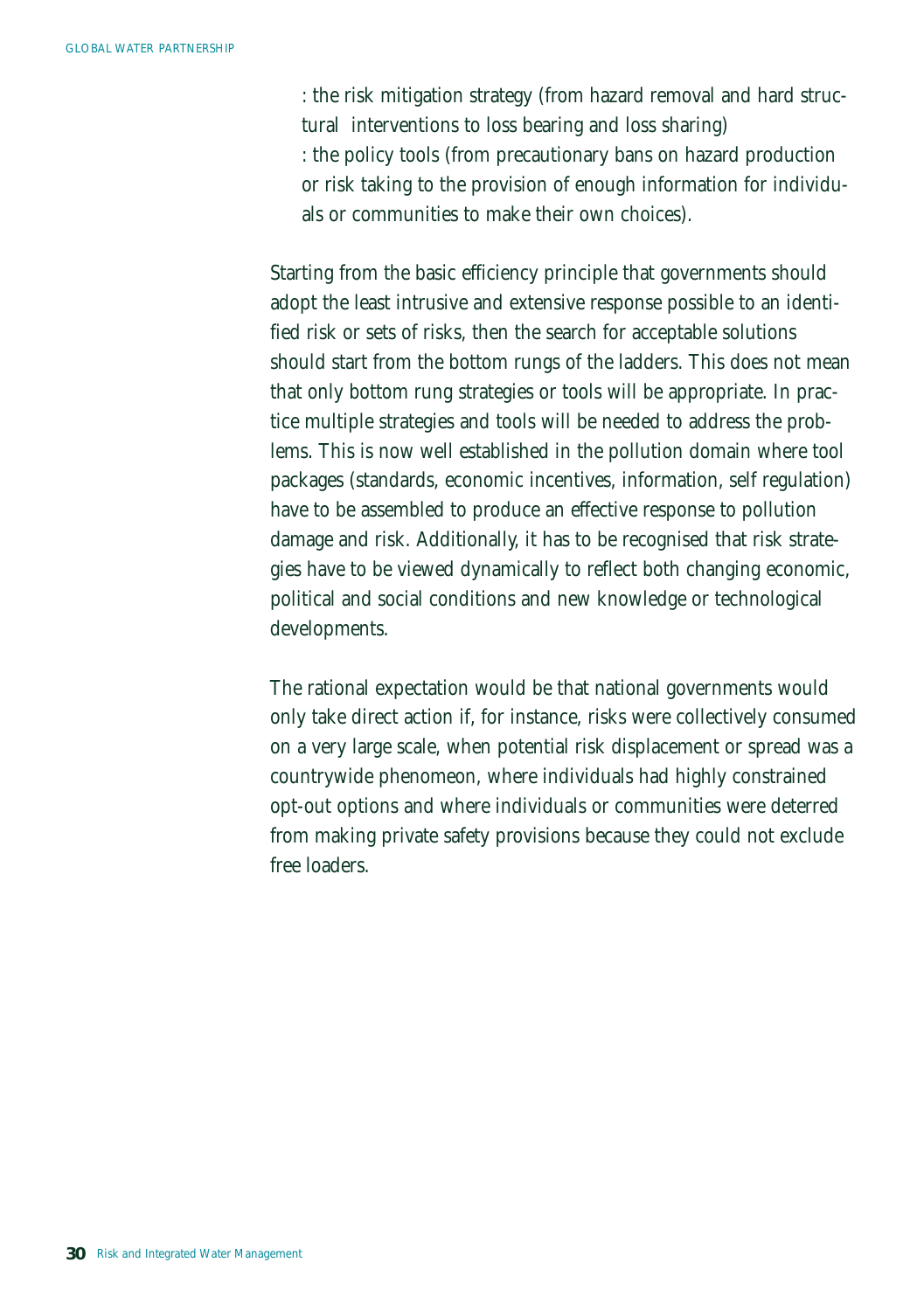- the risk mitigation strategy (from hazard removal and hard structural interventions to loss bearing and loss sharing)
- the policy tools (from precautionary bans on hazard production or risk taking to the provision of enough information for individuals or communities to make their own choices).

Starting from the basic efficiency principle that governments should adopt the least intrusive and extensive response possible to an identified risk or sets of risks, then the search for acceptable solutions should start from the bottom rungs of the ladders. This does not mean that only bottom rung strategies or tools will be appropriate. In practice multiple strategies and tools will be needed to address the problems. This is now well established in the pollution domain where tool packages (standards, economic incentives, information, self regulation) have to be assembled to produce an effective response to pollution damage and risk. Additionally, it has to be recognised that risk strategies have to be viewed dynamically to reflect both changing economic, political and social conditions and new knowledge or technological developments.

The rational expectation would be that national governments would only take direct action if, for instance, risks were collectively consumed on a very large scale, when potential risk displacement or spread was a countrywide phenomeon, where individuals had highly constrained opt-out options and where individuals or communities were deterred from making private safety provisions because they could not exclude free loaders.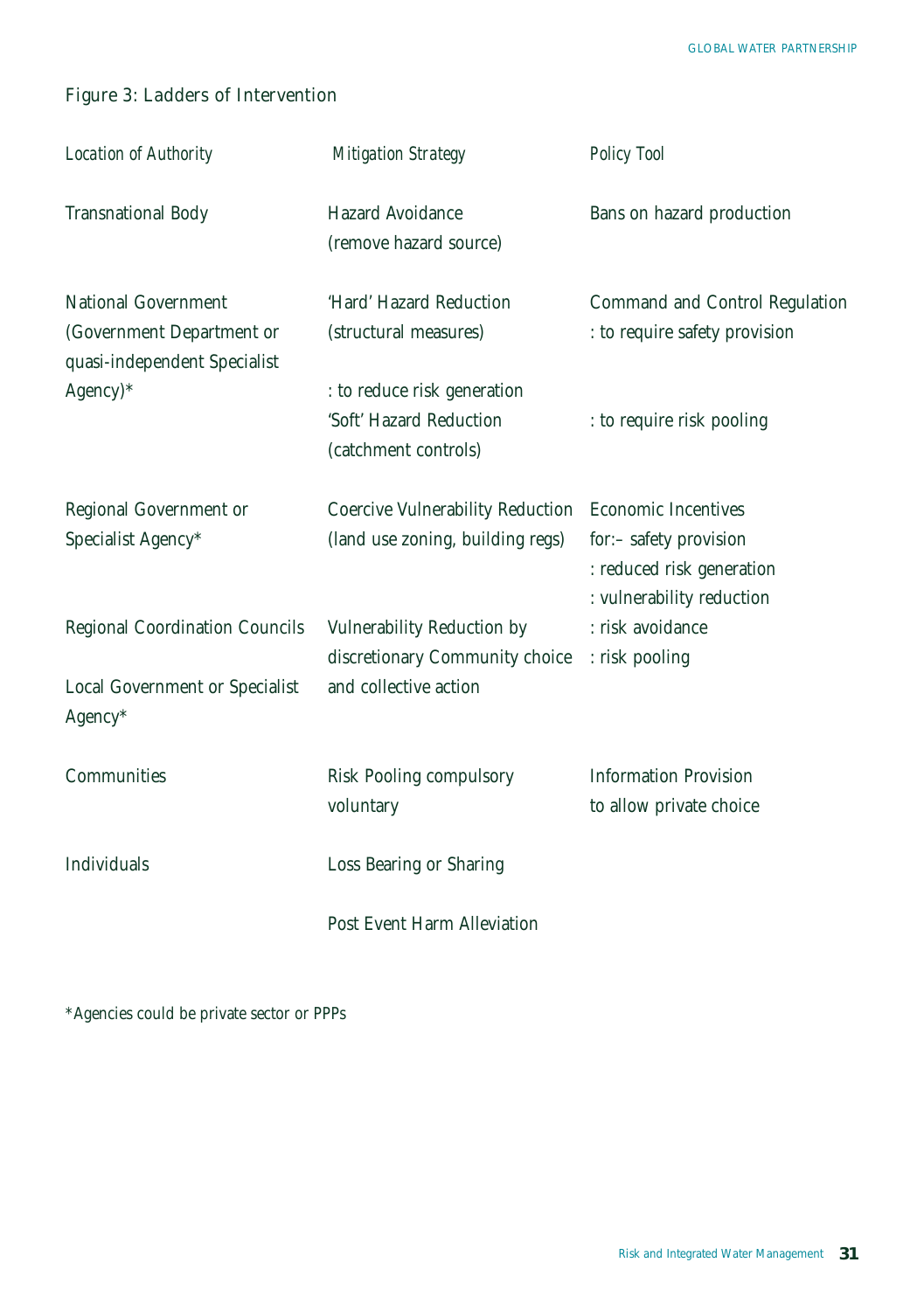Figure 3: Ladders of Intervention

| *Location of Authority* | *Mitigation Strategy* | *Policy Tool* |
| --- | --- | --- |
| Transnational Body | Hazard Avoidance (remove hazard source) | Bans on hazard production |
| National Government (Government Department or quasi-independent Specialist Agency)* | 'Hard' Hazard Reduction (structural measures) | Command and Control Regulation : to require safety provision |
| | : to reduce risk generation 'Soft' Hazard Reduction (catchment controls) | : to require risk pooling |
| Regional Government or Specialist Agency* | Coercive Vulnerability Reduction (land use zoning, building regs) | Economic Incentives for:– safety provision : reduced risk generation : vulnerability reduction |
| Regional Coordination Councils | Vulnerability Reduction by discretionary Community choice and collective action | : risk avoidance : risk pooling |
| Local Government or Specialist Agency* | | |
| Communities | Risk Pooling compulsory voluntary | Information Provision to allow private choice |
| Individuals | Loss Bearing or Sharing | |
| | Post Event Harm Alleviation | |

*Agencies could be private sector or PPPs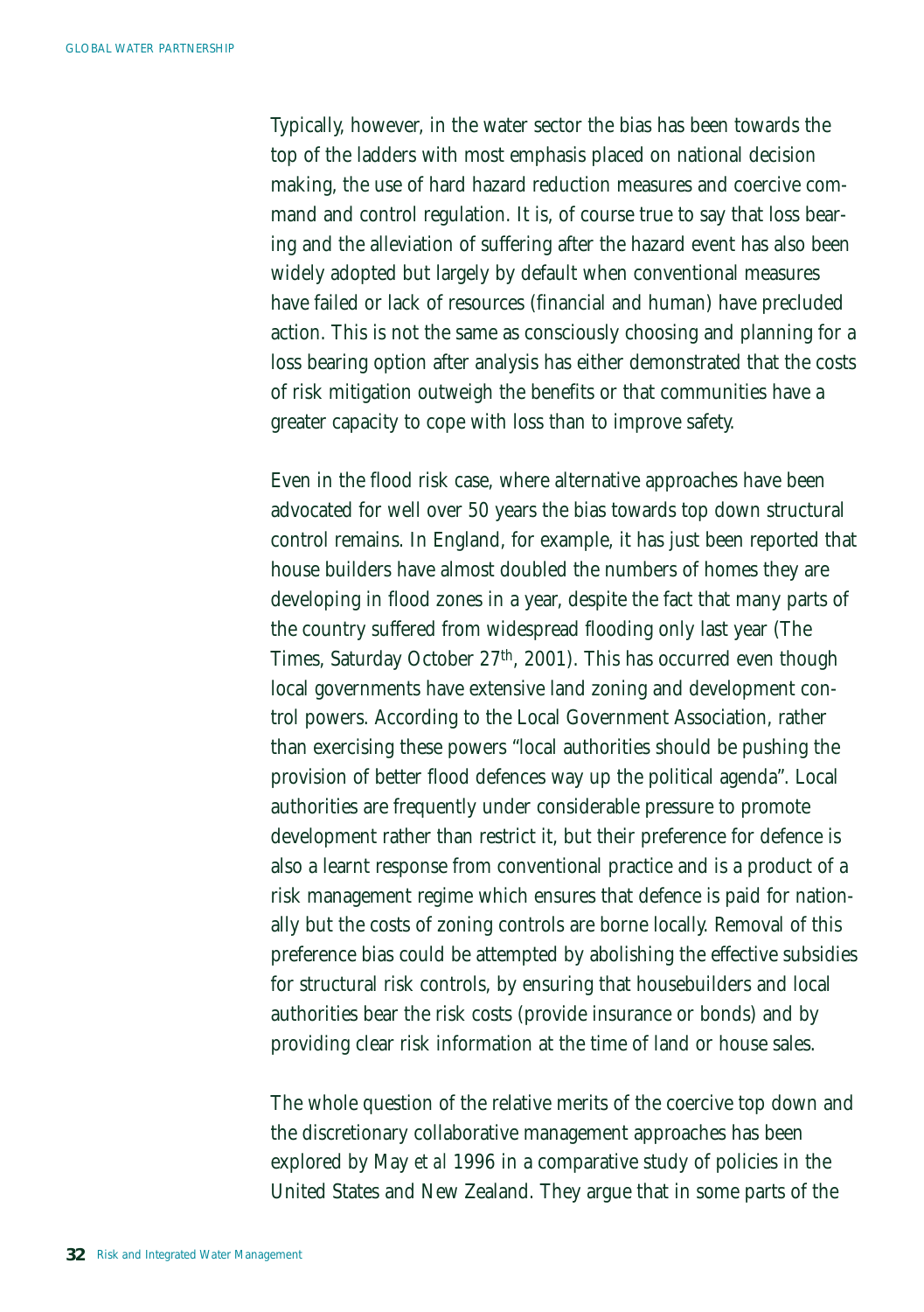Typically, however, in the water sector the bias has been towards the top of the ladders with most emphasis placed on national decision making, the use of hard hazard reduction measures and coercive command and control regulation. It is, of course true to say that loss bearing and the alleviation of suffering after the hazard event has also been widely adopted but largely by default when conventional measures have failed or lack of resources (financial and human) have precluded action. This is not the same as consciously choosing and planning for a loss bearing option after analysis has either demonstrated that the costs of risk mitigation outweigh the benefits or that communities have a greater capacity to cope with loss than to improve safety.

Even in the flood risk case, where alternative approaches have been advocated for well over 50 years the bias towards top down structural control remains. In England, for example, it has just been reported that house builders have almost doubled the numbers of homes they are developing in flood zones in a year, despite the fact that many parts of the country suffered from widespread flooding only last year (The Times, Saturday October 27th, 2001). This has occurred even though local governments have extensive land zoning and development control powers. According to the Local Government Association, rather than exercising these powers "local authorities should be pushing the provision of better flood defences way up the political agenda". Local authorities are frequently under considerable pressure to promote development rather than restrict it, but their preference for defence is also a learnt response from conventional practice and is a product of a risk management regime which ensures that defence is paid for nationally but the costs of zoning controls are borne locally. Removal of this preference bias could be attempted by abolishing the effective subsidies for structural risk controls, by ensuring that housebuilders and local authorities bear the risk costs (provide insurance or bonds) and by providing clear risk information at the time of land or house sales.

The whole question of the relative merits of the coercive top down and the discretionary collaborative management approaches has been explored by May *et al* 1996 in a comparative study of policies in the United States and New Zealand. They argue that in some parts of the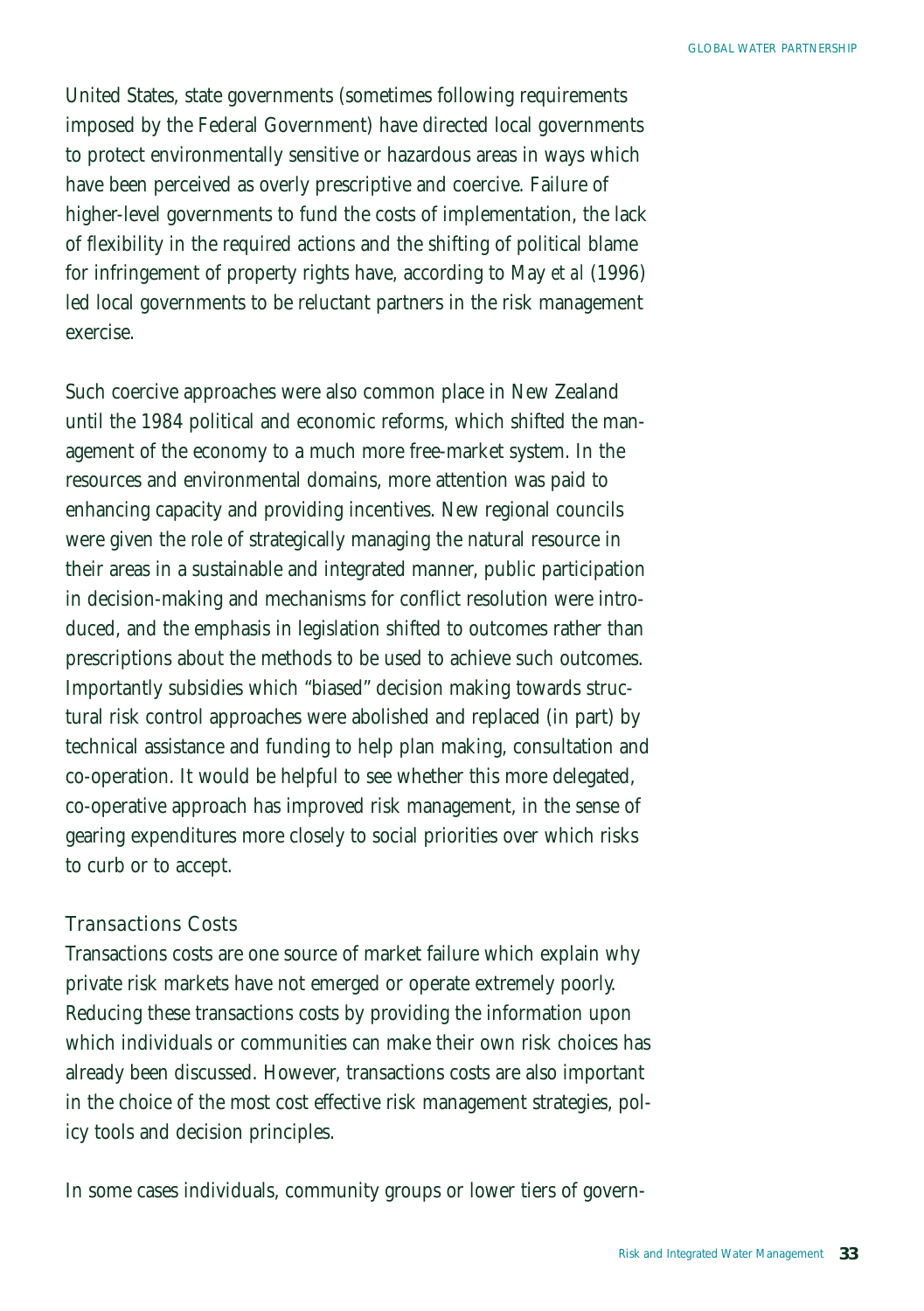United States, state governments (sometimes following requirements imposed by the Federal Government) have directed local governments to protect environmentally sensitive or hazardous areas in ways which have been perceived as overly prescriptive and coercive. Failure of higher-level governments to fund the costs of implementation, the lack of flexibility in the required actions and the shifting of political blame for infringement of property rights have, according to May *et al* (1996) led local governments to be reluctant partners in the risk management exercise.

Such coercive approaches were also common place in New Zealand until the 1984 political and economic reforms, which shifted the management of the economy to a much more free-market system. In the resources and environmental domains, more attention was paid to enhancing capacity and providing incentives. New regional councils were given the role of strategically managing the natural resource in their areas in a sustainable and integrated manner, public participation in decision-making and mechanisms for conflict resolution were introduced, and the emphasis in legislation shifted to outcomes rather than prescriptions about the methods to be used to achieve such outcomes. Importantly subsidies which "biased" decision making towards structural risk control approaches were abolished and replaced (in part) by technical assistance and funding to help plan making, consultation and co-operation. It would be helpful to see whether this more delegated, co-operative approach has improved risk management, in the sense of gearing expenditures more closely to social priorities over which risks to curb or to accept.

### Transactions Costs

Transactions costs are one source of market failure which explain why private risk markets have not emerged or operate extremely poorly. Reducing these transactions costs by providing the information upon which individuals or communities can make their own risk choices has already been discussed. However, transactions costs are also important in the choice of the most cost effective risk management strategies, policy tools and decision principles.

In some cases individuals, community groups or lower tiers of govern-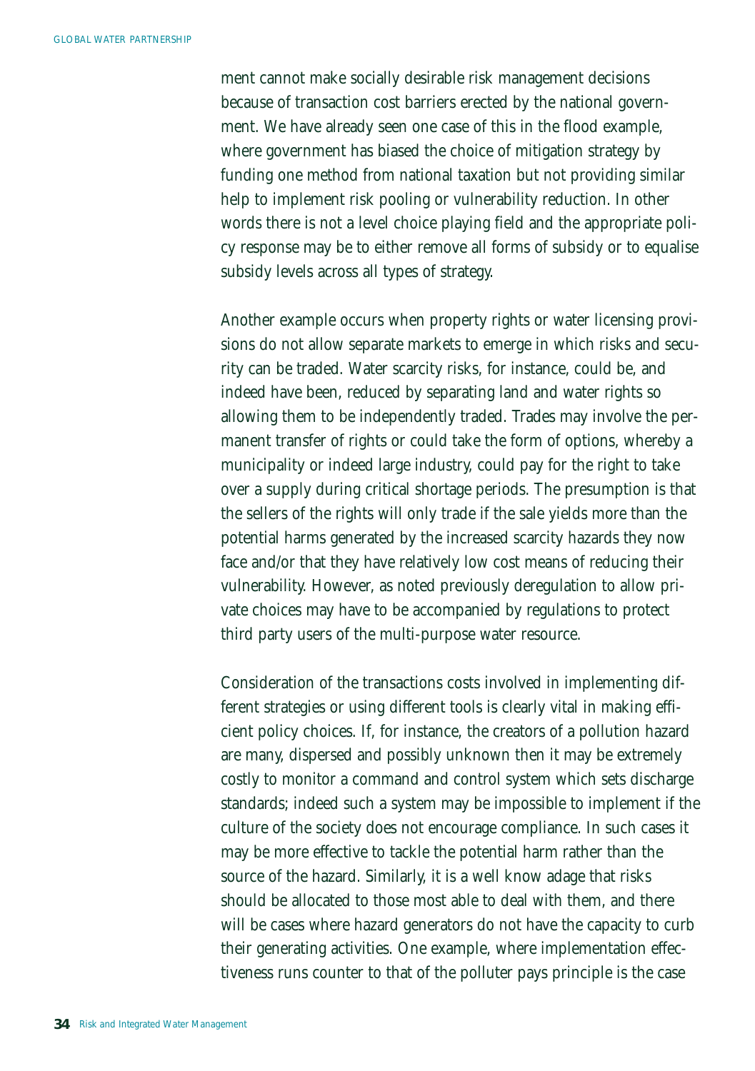ment cannot make socially desirable risk management decisions because of transaction cost barriers erected by the national government. We have already seen one case of this in the flood example, where government has biased the choice of mitigation strategy by funding one method from national taxation but not providing similar help to implement risk pooling or vulnerability reduction. In other words there is not a level choice playing field and the appropriate policy response may be to either remove all forms of subsidy or to equalise subsidy levels across all types of strategy.

Another example occurs when property rights or water licensing provisions do not allow separate markets to emerge in which risks and security can be traded. Water scarcity risks, for instance, could be, and indeed have been, reduced by separating land and water rights so allowing them to be independently traded. Trades may involve the permanent transfer of rights or could take the form of options, whereby a municipality or indeed large industry, could pay for the right to take over a supply during critical shortage periods. The presumption is that the sellers of the rights will only trade if the sale yields more than the potential harms generated by the increased scarcity hazards they now face and/or that they have relatively low cost means of reducing their vulnerability. However, as noted previously deregulation to allow private choices may have to be accompanied by regulations to protect third party users of the multi-purpose water resource.

Consideration of the transactions costs involved in implementing different strategies or using different tools is clearly vital in making efficient policy choices. If, for instance, the creators of a pollution hazard are many, dispersed and possibly unknown then it may be extremely costly to monitor a command and control system which sets discharge standards; indeed such a system may be impossible to implement if the culture of the society does not encourage compliance. In such cases it may be more effective to tackle the potential harm rather than the source of the hazard. Similarly, it is a well know adage that risks should be allocated to those most able to deal with them, and there will be cases where hazard generators do not have the capacity to curb their generating activities. One example, where implementation effectiveness runs counter to that of the polluter pays principle is the case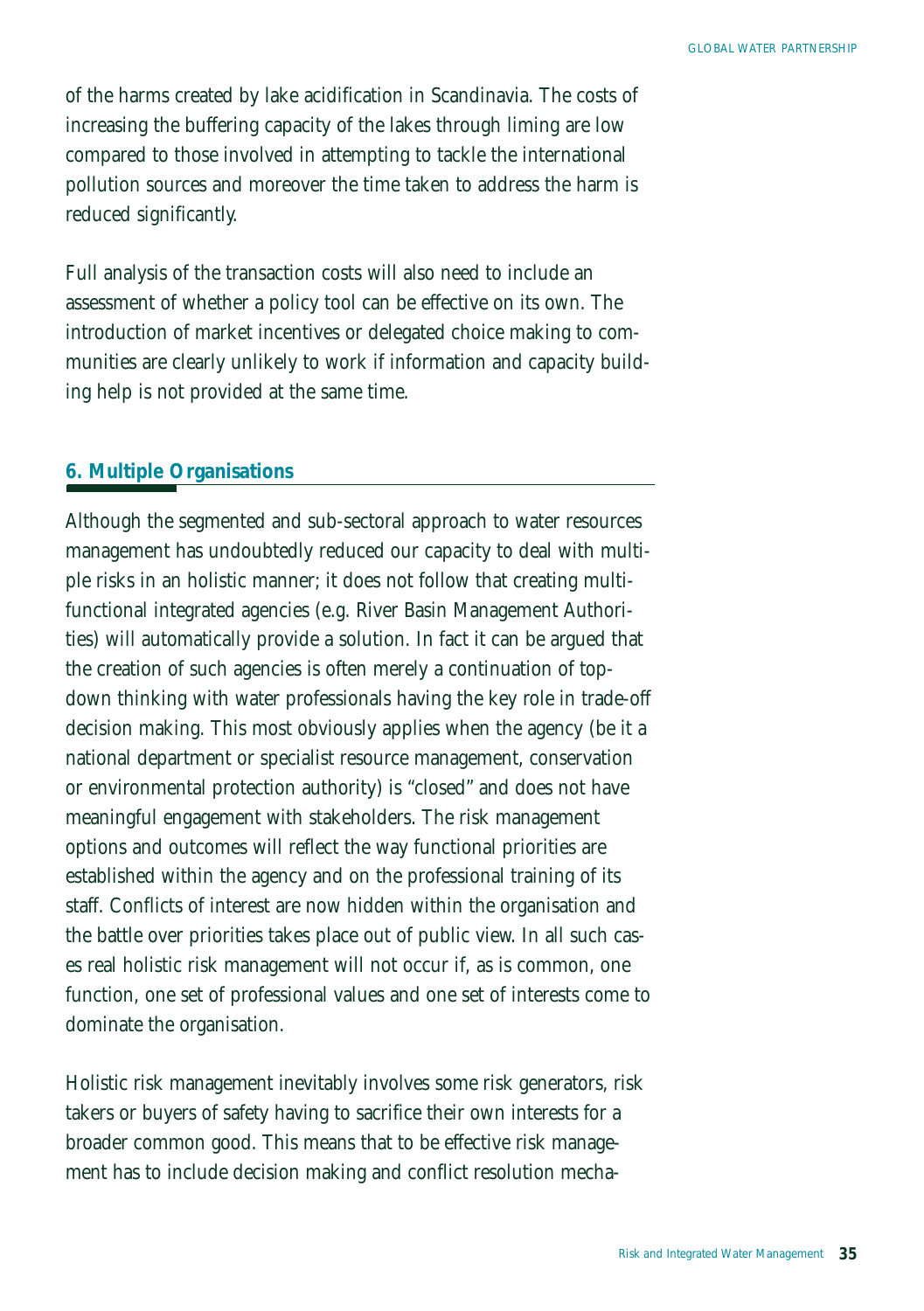of the harms created by lake acidification in Scandinavia. The costs of increasing the buffering capacity of the lakes through liming are low compared to those involved in attempting to tackle the international pollution sources and moreover the time taken to address the harm is reduced significantly.

Full analysis of the transaction costs will also need to include an assessment of whether a policy tool can be effective on its own. The introduction of market incentives or delegated choice making to communities are clearly unlikely to work if information and capacity building help is not provided at the same time.

## 6. Multiple Organisations

Although the segmented and sub-sectoral approach to water resources management has undoubtedly reduced our capacity to deal with multiple risks in an holistic manner; it does not follow that creating multi-functional integrated agencies (e.g. River Basin Management Authorities) will automatically provide a solution. In fact it can be argued that the creation of such agencies is often merely a continuation of top-down thinking with water professionals having the key role in trade-off decision making. This most obviously applies when the agency (be it a national department or specialist resource management, conservation or environmental protection authority) is "closed" and does not have meaningful engagement with stakeholders. The risk management options and outcomes will reflect the way functional priorities are established within the agency and on the professional training of its staff. Conflicts of interest are now hidden within the organisation and the battle over priorities takes place out of public view. In all such cases real holistic risk management will not occur if, as is common, one function, one set of professional values and one set of interests come to dominate the organisation.

Holistic risk management inevitably involves some risk generators, risk takers or buyers of safety having to sacrifice their own interests for a broader common good. This means that to be effective risk management has to include decision making and conflict resolution mecha-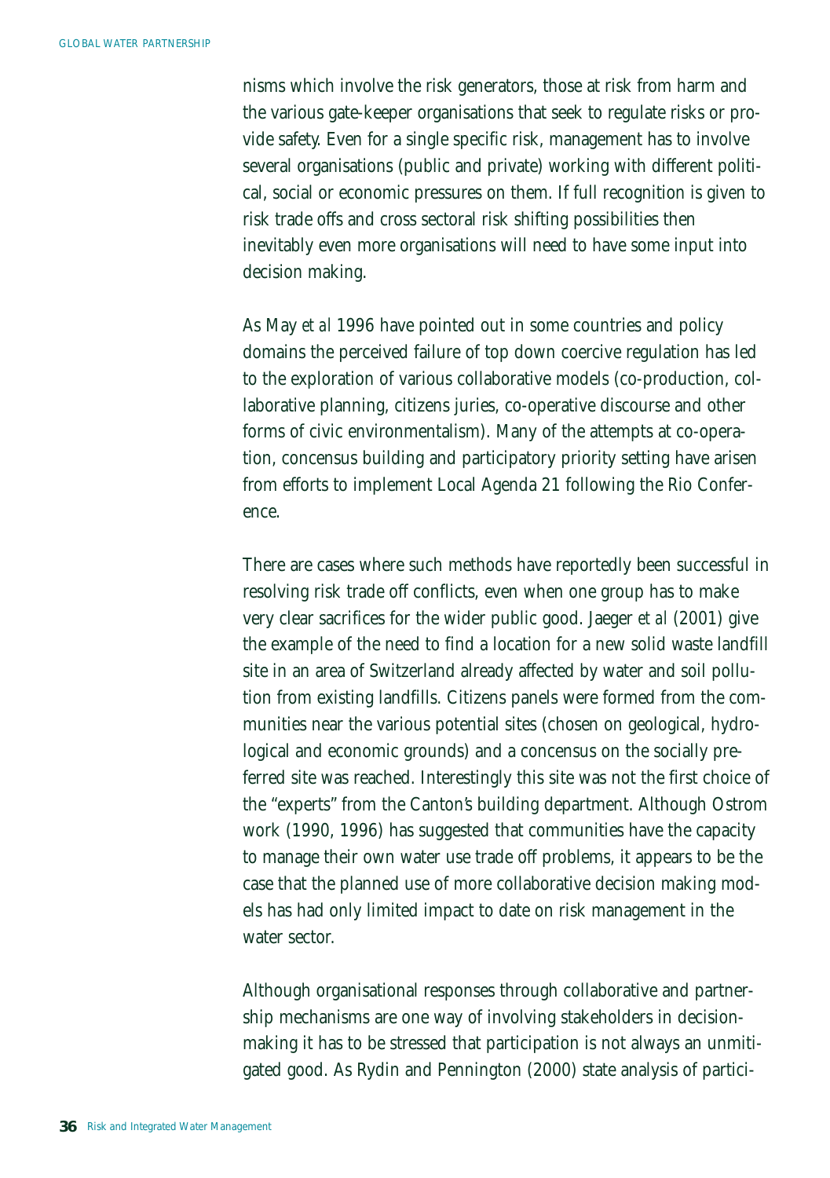nisms which involve the risk generators, those at risk from harm and the various gate-keeper organisations that seek to regulate risks or provide safety. Even for a single specific risk, management has to involve several organisations (public and private) working with different political, social or economic pressures on them. If full recognition is given to risk trade offs and cross sectoral risk shifting possibilities then inevitably even more organisations will need to have some input into decision making.

As May *et al* 1996 have pointed out in some countries and policy domains the perceived failure of top down coercive regulation has led to the exploration of various collaborative models (co-production, collaborative planning, citizens juries, co-operative discourse and other forms of civic environmentalism). Many of the attempts at co-operation, concensus building and participatory priority setting have arisen from efforts to implement Local Agenda 21 following the Rio Conference.

There are cases where such methods have reportedly been successful in resolving risk trade off conflicts, even when one group has to make very clear sacrifices for the wider public good. Jaeger *et al* (2001) give the example of the need to find a location for a new solid waste landfill site in an area of Switzerland already affected by water and soil pollution from existing landfills. Citizens panels were formed from the communities near the various potential sites (chosen on geological, hydrological and economic grounds) and a concensus on the socially preferred site was reached. Interestingly this site was not the first choice of the "experts" from the Canton's building department. Although Ostrom work (1990, 1996) has suggested that communities have the capacity to manage their own water use trade off problems, it appears to be the case that the planned use of more collaborative decision making models has had only limited impact to date on risk management in the water sector.

Although organisational responses through collaborative and partnership mechanisms are one way of involving stakeholders in decision-making it has to be stressed that participation is not always an unmitigated good. As Rydin and Pennington (2000) state analysis of partici-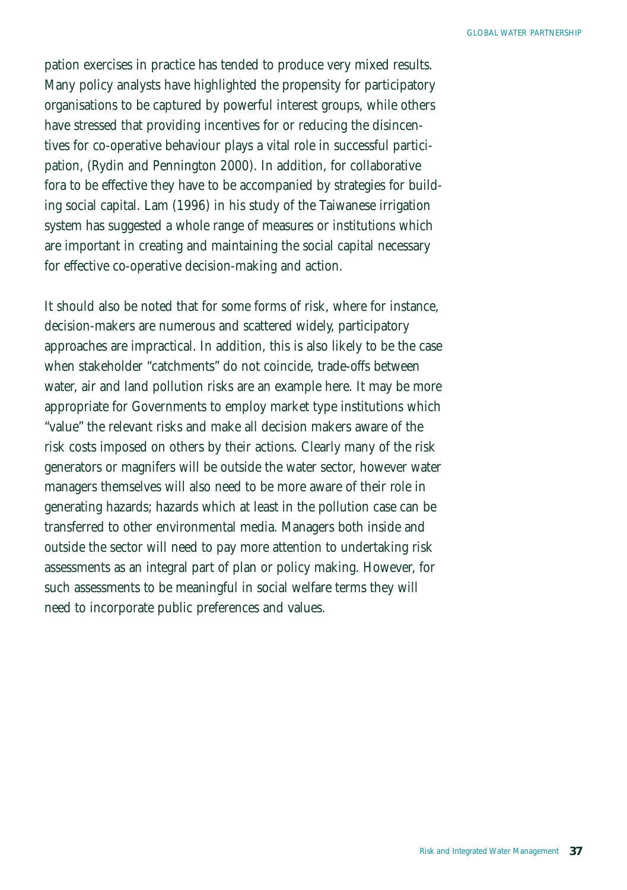pation exercises in practice has tended to produce very mixed results. Many policy analysts have highlighted the propensity for participatory organisations to be captured by powerful interest groups, while others have stressed that providing incentives for or reducing the disincentives for co-operative behaviour plays a vital role in successful participation, (Rydin and Pennington 2000). In addition, for collaborative fora to be effective they have to be accompanied by strategies for building social capital. Lam (1996) in his study of the Taiwanese irrigation system has suggested a whole range of measures or institutions which are important in creating and maintaining the social capital necessary for effective co-operative decision-making and action.

It should also be noted that for some forms of risk, where for instance, decision-makers are numerous and scattered widely, participatory approaches are impractical. In addition, this is also likely to be the case when stakeholder "catchments" do not coincide, trade-offs between water, air and land pollution risks are an example here. It may be more appropriate for Governments to employ market type institutions which "value" the relevant risks and make all decision makers aware of the risk costs imposed on others by their actions. Clearly many of the risk generators or magnifers will be outside the water sector, however water managers themselves will also need to be more aware of their role in generating hazards; hazards which at least in the pollution case can be transferred to other environmental media. Managers both inside and outside the sector will need to pay more attention to undertaking risk assessments as an integral part of plan or policy making. However, for such assessments to be meaningful in social welfare terms they will need to incorporate public preferences and values.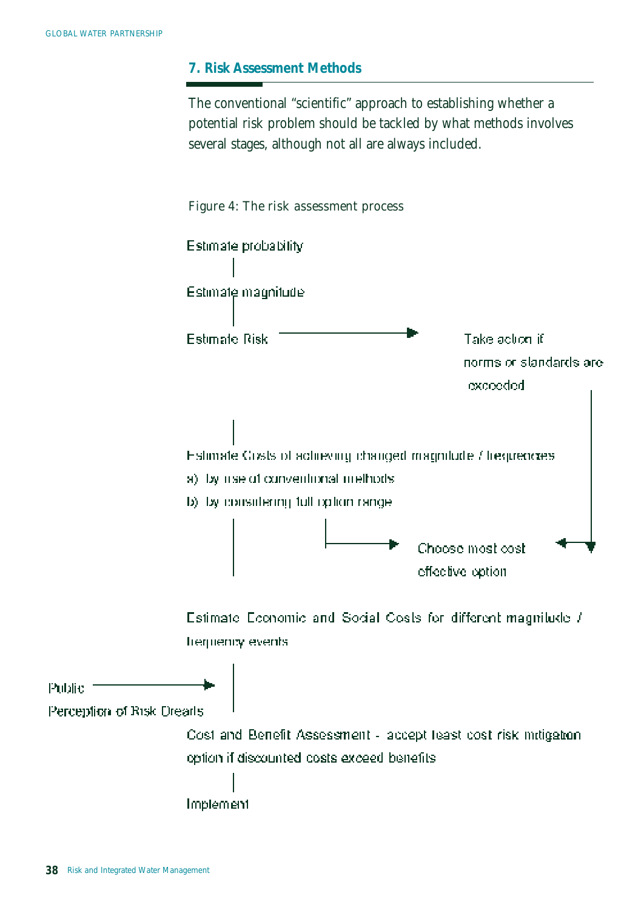## 7. Risk Assessment Methods

The conventional "scientific" approach to establishing whether a potential risk problem should be tackled by what methods involves several stages, although not all are always included.

Figure 4: The risk assessment process

Estimate probability

Estimate magnitude

Estimate Risk → Take action if norms or standards are exceeded

Estimate Costs of achieving changed magnitude / frequencies

a) by use of conventional methods

b) by considering full option range

→ Choose most cost effective option

Estimate Economic and Social Costs for different magnitude / frequency events

Public Perception of Risk Dreads →

Cost and Benefit Assessment - accept least cost risk mitigation option if discounted costs exceed benefits

Implement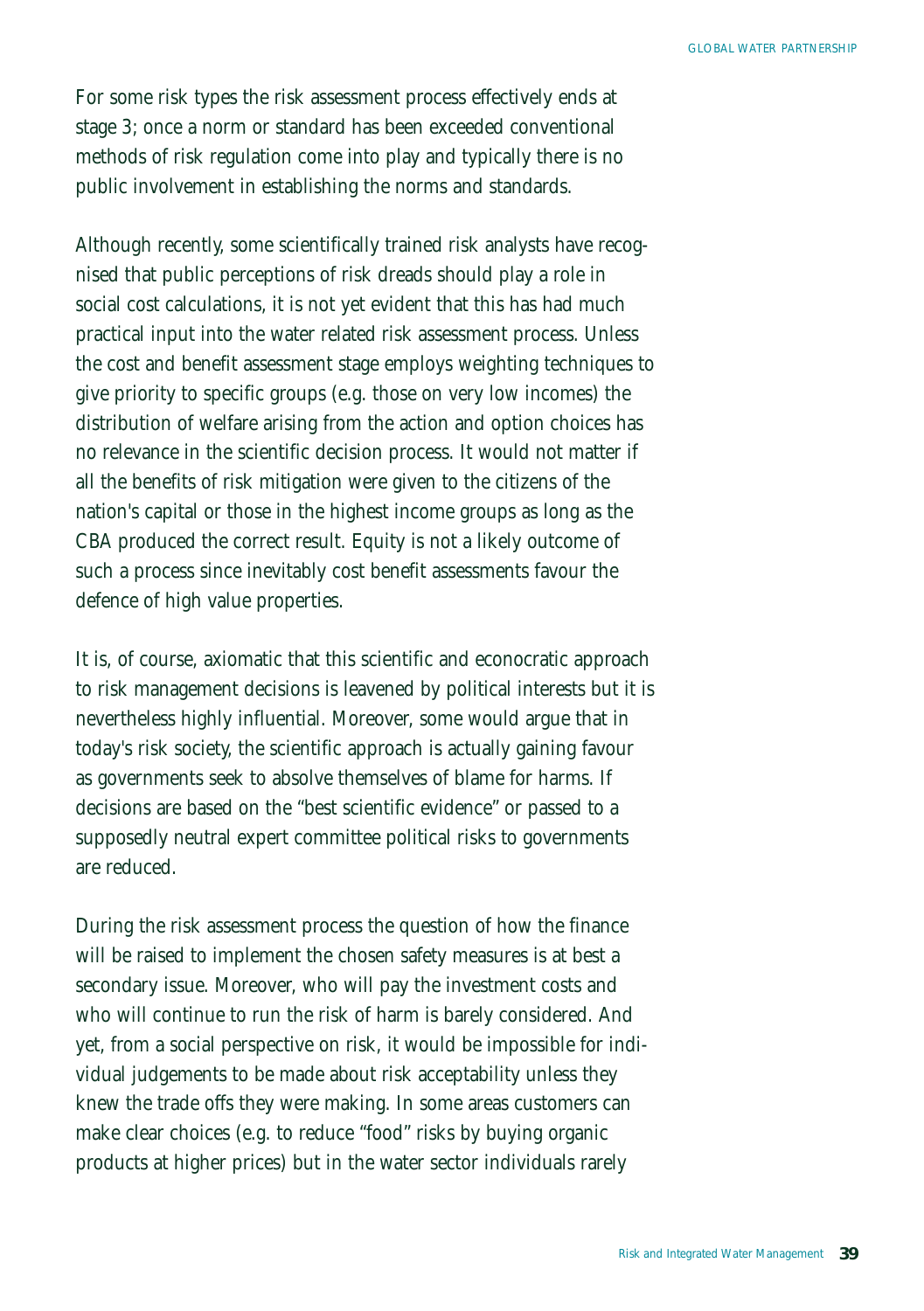For some risk types the risk assessment process effectively ends at stage 3; once a norm or standard has been exceeded conventional methods of risk regulation come into play and typically there is no public involvement in establishing the norms and standards.

Although recently, some scientifically trained risk analysts have recognised that public perceptions of risk dreads should play a role in social cost calculations, it is not yet evident that this has had much practical input into the water related risk assessment process. Unless the cost and benefit assessment stage employs weighting techniques to give priority to specific groups (e.g. those on very low incomes) the distribution of welfare arising from the action and option choices has no relevance in the scientific decision process. It would not matter if all the benefits of risk mitigation were given to the citizens of the nation's capital or those in the highest income groups as long as the CBA produced the correct result. Equity is not a likely outcome of such a process since inevitably cost benefit assessments favour the defence of high value properties.

It is, of course, axiomatic that this scientific and econocratic approach to risk management decisions is leavened by political interests but it is nevertheless highly influential. Moreover, some would argue that in today's risk society, the scientific approach is actually gaining favour as governments seek to absolve themselves of blame for harms. If decisions are based on the "best scientific evidence" or passed to a supposedly neutral expert committee political risks to governments are reduced.

During the risk assessment process the question of how the finance will be raised to implement the chosen safety measures is at best a secondary issue. Moreover, who will pay the investment costs and who will continue to run the risk of harm is barely considered. And yet, from a social perspective on risk, it would be impossible for individual judgements to be made about risk acceptability unless they knew the trade offs they were making. In some areas customers can make clear choices (e.g. to reduce "food" risks by buying organic products at higher prices) but in the water sector individuals rarely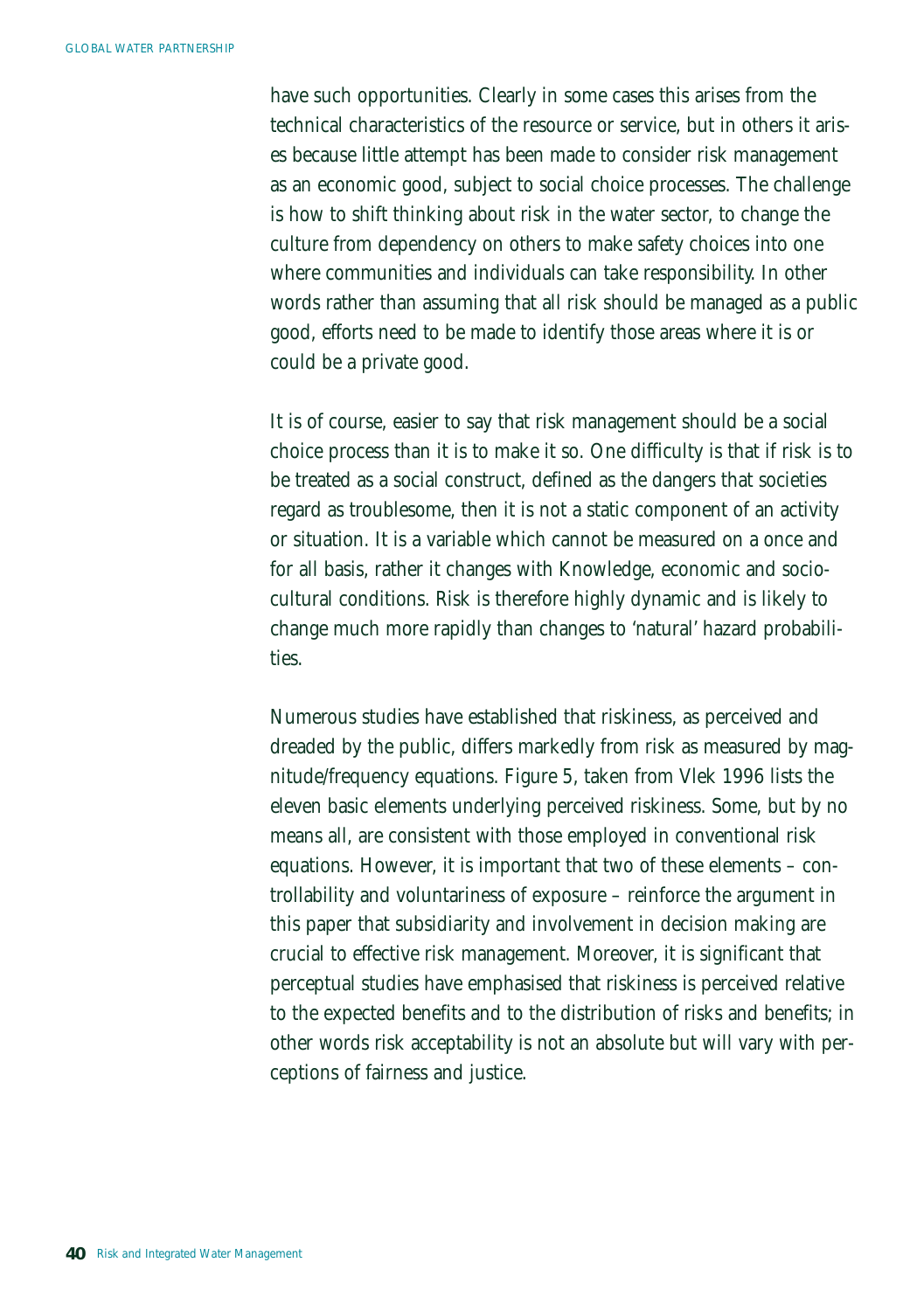have such opportunities. Clearly in some cases this arises from the technical characteristics of the resource or service, but in others it arises because little attempt has been made to consider risk management as an economic good, subject to social choice processes. The challenge is how to shift thinking about risk in the water sector, to change the culture from dependency on others to make safety choices into one where communities and individuals can take responsibility. In other words rather than assuming that all risk should be managed as a public good, efforts need to be made to identify those areas where it is or could be a private good.

It is of course, easier to say that risk management should be a social choice process than it is to make it so. One difficulty is that if risk is to be treated as a social construct, defined as the dangers that societies regard as troublesome, then it is not a static component of an activity or situation. It is a variable which cannot be measured on a once and for all basis, rather it changes with Knowledge, economic and socio-cultural conditions. Risk is therefore highly dynamic and is likely to change much more rapidly than changes to 'natural' hazard probabilities.

Numerous studies have established that riskiness, as perceived and dreaded by the public, differs markedly from risk as measured by magnitude/frequency equations. Figure 5, taken from Vlek 1996 lists the eleven basic elements underlying perceived riskiness. Some, but by no means all, are consistent with those employed in conventional risk equations. However, it is important that two of these elements – controllability and voluntariness of exposure – reinforce the argument in this paper that subsidiarity and involvement in decision making are crucial to effective risk management. Moreover, it is significant that perceptual studies have emphasised that riskiness is perceived relative to the expected benefits and to the distribution of risks and benefits; in other words risk acceptability is not an absolute but will vary with perceptions of fairness and justice.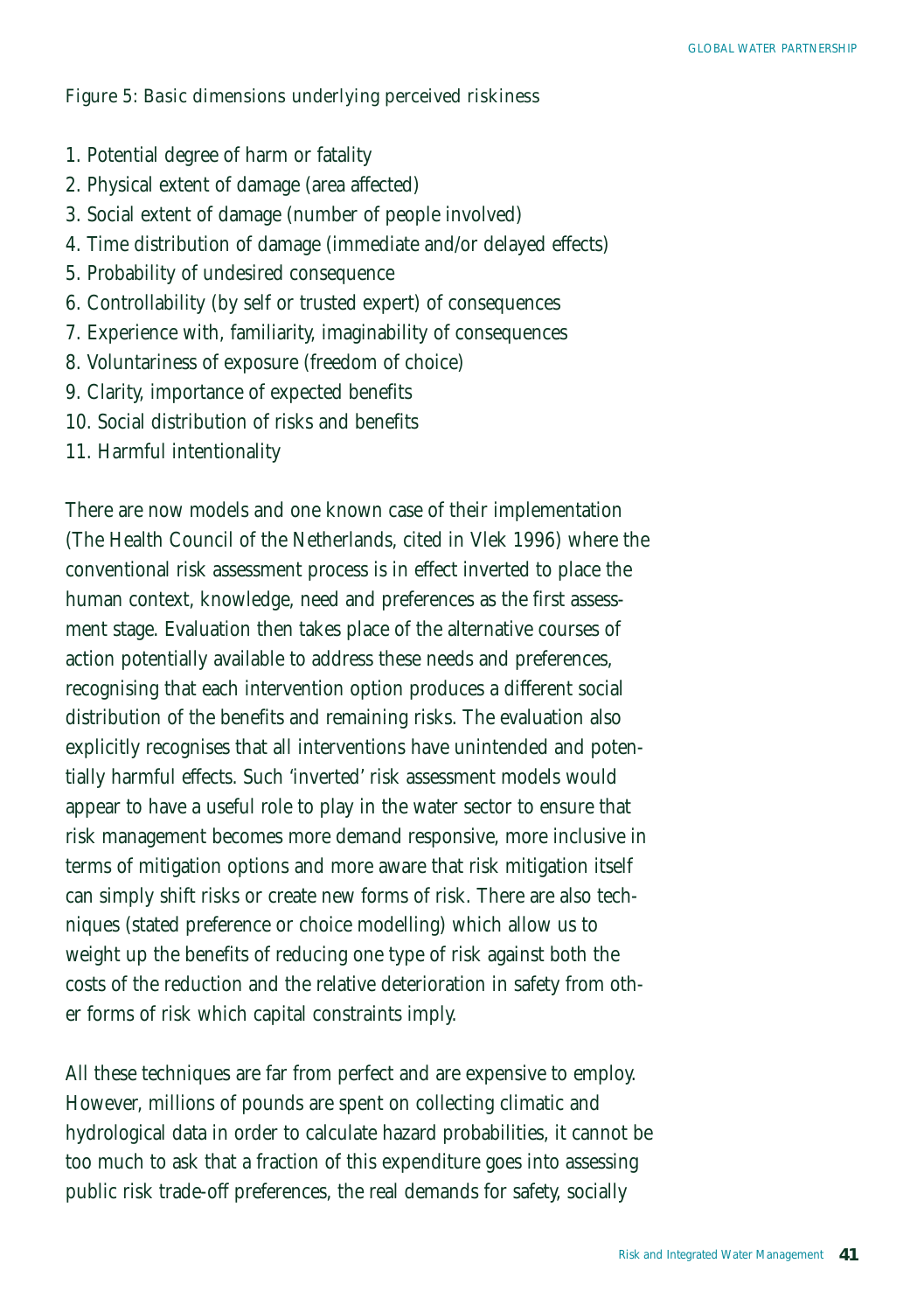Figure 5: Basic dimensions underlying perceived riskiness

1. Potential degree of harm or fatality
2. Physical extent of damage (area affected)
3. Social extent of damage (number of people involved)
4. Time distribution of damage (immediate and/or delayed effects)
5. Probability of undesired consequence
6. Controllability (by self or trusted expert) of consequences
7. Experience with, familiarity, imaginability of consequences
8. Voluntariness of exposure (freedom of choice)
9. Clarity, importance of expected benefits
10. Social distribution of risks and benefits
11. Harmful intentionality

There are now models and one known case of their implementation (The Health Council of the Netherlands, cited in Vlek 1996) where the conventional risk assessment process is in effect inverted to place the human context, knowledge, need and preferences as the first assessment stage. Evaluation then takes place of the alternative courses of action potentially available to address these needs and preferences, recognising that each intervention option produces a different social distribution of the benefits and remaining risks. The evaluation also explicitly recognises that all interventions have unintended and potentially harmful effects. Such 'inverted' risk assessment models would appear to have a useful role to play in the water sector to ensure that risk management becomes more demand responsive, more inclusive in terms of mitigation options and more aware that risk mitigation itself can simply shift risks or create new forms of risk. There are also techniques (stated preference or choice modelling) which allow us to weight up the benefits of reducing one type of risk against both the costs of the reduction and the relative deterioration in safety from other forms of risk which capital constraints imply.

All these techniques are far from perfect and are expensive to employ. However, millions of pounds are spent on collecting climatic and hydrological data in order to calculate hazard probabilities, it cannot be too much to ask that a fraction of this expenditure goes into assessing public risk trade-off preferences, the real demands for safety, socially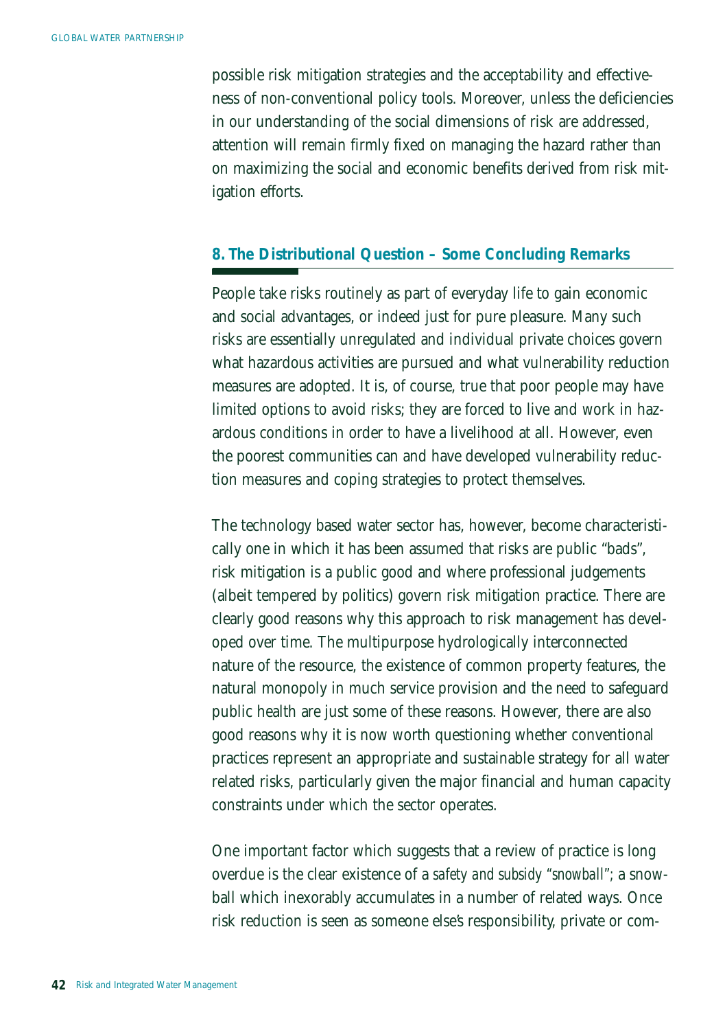possible risk mitigation strategies and the acceptability and effectiveness of non-conventional policy tools. Moreover, unless the deficiencies in our understanding of the social dimensions of risk are addressed, attention will remain firmly fixed on managing the hazard rather than on maximizing the social and economic benefits derived from risk mitigation efforts.

## 8. The Distributional Question – Some Concluding Remarks

People take risks routinely as part of everyday life to gain economic and social advantages, or indeed just for pure pleasure. Many such risks are essentially unregulated and individual private choices govern what hazardous activities are pursued and what vulnerability reduction measures are adopted. It is, of course, true that poor people may have limited options to avoid risks; they are forced to live and work in hazardous conditions in order to have a livelihood at all. However, even the poorest communities can and have developed vulnerability reduction measures and coping strategies to protect themselves.

The technology based water sector has, however, become characteristically one in which it has been assumed that risks are public "bads", risk mitigation is a public good and where professional judgements (albeit tempered by politics) govern risk mitigation practice. There are clearly good reasons why this approach to risk management has developed over time. The multipurpose hydrologically interconnected nature of the resource, the existence of common property features, the natural monopoly in much service provision and the need to safeguard public health are just some of these reasons. However, there are also good reasons why it is now worth questioning whether conventional practices represent an appropriate and sustainable strategy for all water related risks, particularly given the major financial and human capacity constraints under which the sector operates.

One important factor which suggests that a review of practice is long overdue is the clear existence of a *safety and subsidy "snowball"*; a snowball which inexorably accumulates in a number of related ways. Once risk reduction is seen as someone else's responsibility, private or com-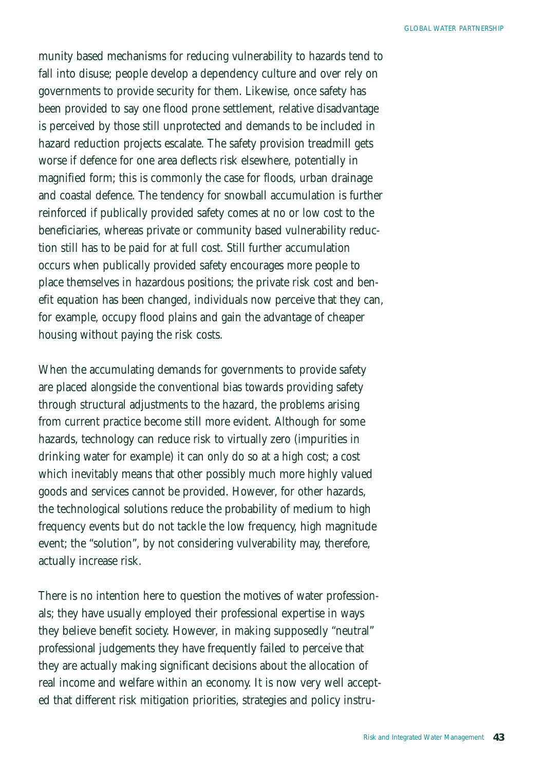munity based mechanisms for reducing vulnerability to hazards tend to fall into disuse; people develop a dependency culture and over rely on governments to provide security for them. Likewise, once safety has been provided to say one flood prone settlement, relative disadvantage is perceived by those still unprotected and demands to be included in hazard reduction projects escalate. The safety provision treadmill gets worse if defence for one area deflects risk elsewhere, potentially in magnified form; this is commonly the case for floods, urban drainage and coastal defence. The tendency for snowball accumulation is further reinforced if publically provided safety comes at no or low cost to the beneficiaries, whereas private or community based vulnerability reduction still has to be paid for at full cost. Still further accumulation occurs when publically provided safety encourages more people to place themselves in hazardous positions; the private risk cost and benefit equation has been changed, individuals now perceive that they can, for example, occupy flood plains and gain the advantage of cheaper housing without paying the risk costs.

When the accumulating demands for governments to provide safety are placed alongside the conventional bias towards providing safety through structural adjustments to the hazard, the problems arising from current practice become still more evident. Although for some hazards, technology can reduce risk to virtually zero (impurities in drinking water for example) it can only do so at a high cost; a cost which inevitably means that other possibly much more highly valued goods and services cannot be provided. However, for other hazards, the technological solutions reduce the probability of medium to high frequency events but do not tackle the low frequency, high magnitude event; the "solution", by not considering vulverability may, therefore, actually increase risk.

There is no intention here to question the motives of water professionals; they have usually employed their professional expertise in ways they believe benefit society. However, in making supposedly "neutral" professional judgements they have frequently failed to perceive that they are actually making significant decisions about the allocation of real income and welfare within an economy. It is now very well accepted that different risk mitigation priorities, strategies and policy instru-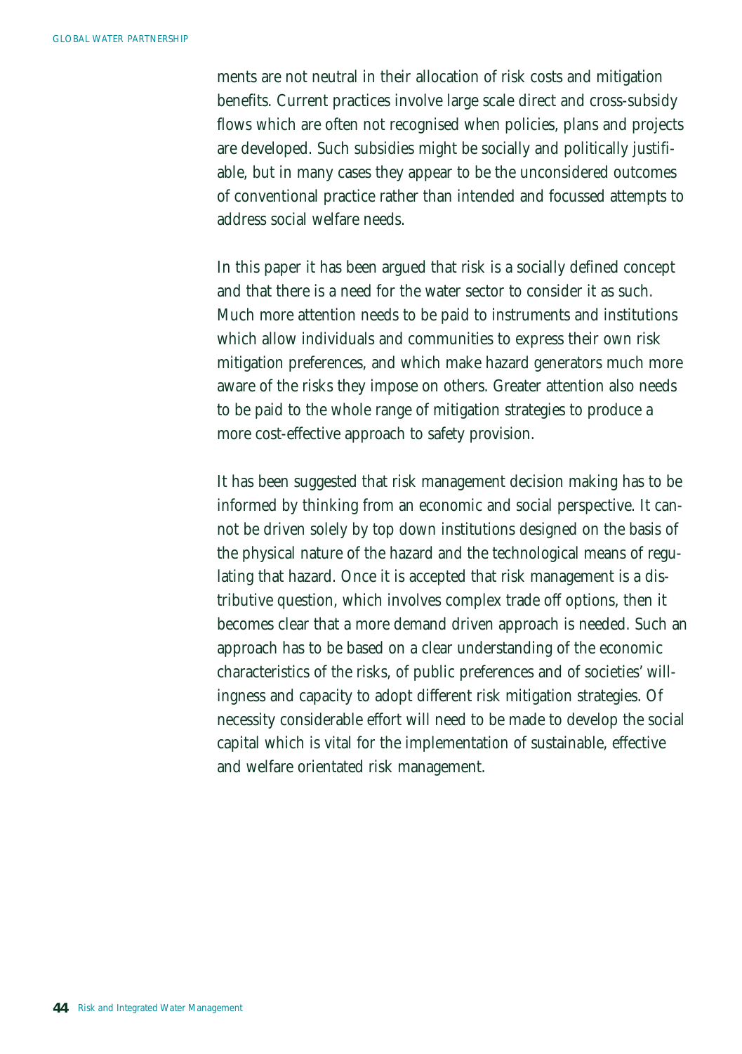ments are not neutral in their allocation of risk costs and mitigation benefits. Current practices involve large scale direct and cross-subsidy flows which are often not recognised when policies, plans and projects are developed. Such subsidies might be socially and politically justifiable, but in many cases they appear to be the unconsidered outcomes of conventional practice rather than intended and focussed attempts to address social welfare needs.

In this paper it has been argued that risk is a socially defined concept and that there is a need for the water sector to consider it as such. Much more attention needs to be paid to instruments and institutions which allow individuals and communities to express their own risk mitigation preferences, and which make hazard generators much more aware of the risks they impose on others. Greater attention also needs to be paid to the whole range of mitigation strategies to produce a more cost-effective approach to safety provision.

It has been suggested that risk management decision making has to be informed by thinking from an economic and social perspective. It cannot be driven solely by top down institutions designed on the basis of the physical nature of the hazard and the technological means of regulating that hazard. Once it is accepted that risk management is a distributive question, which involves complex trade off options, then it becomes clear that a more demand driven approach is needed. Such an approach has to be based on a clear understanding of the economic characteristics of the risks, of public preferences and of societies' willingness and capacity to adopt different risk mitigation strategies. Of necessity considerable effort will need to be made to develop the social capital which is vital for the implementation of sustainable, effective and welfare orientated risk management.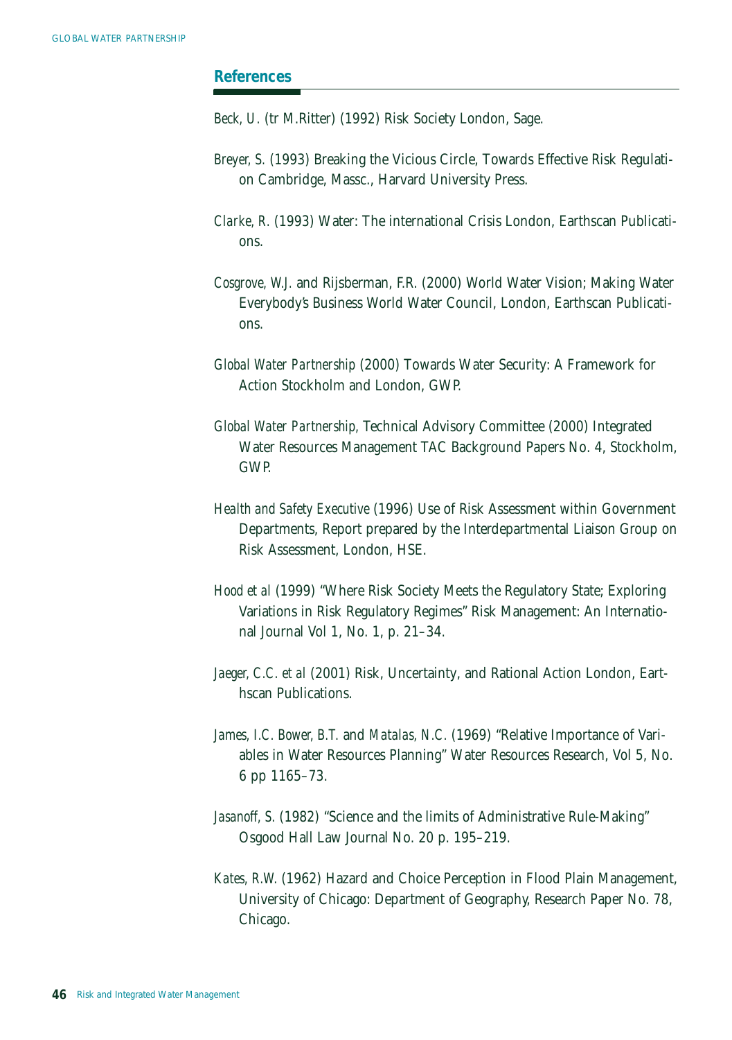## References

*Beck, U.* (tr M.Ritter) (1992) Risk Society London, Sage.

*Breyer, S.* (1993) Breaking the Vicious Circle, Towards Effective Risk Regulation Cambridge, Massc., Harvard University Press.

*Clarke, R.* (1993) Water: The international Crisis London, Earthscan Publications.

*Cosgrove, W.J.* and Rijsberman, F.R. (2000) World Water Vision; Making Water Everybody's Business World Water Council, London, Earthscan Publications.

*Global Water Partnership* (2000) Towards Water Security: A Framework for Action Stockholm and London, GWP.

*Global Water Partnership,* Technical Advisory Committee (2000) Integrated Water Resources Management TAC Background Papers No. 4, Stockholm, GWP.

*Health and Safety Executive* (1996) Use of Risk Assessment within Government Departments, Report prepared by the Interdepartmental Liaison Group on Risk Assessment, London, HSE.

*Hood et al* (1999) "Where Risk Society Meets the Regulatory State; Exploring Variations in Risk Regulatory Regimes" Risk Management: An International Journal Vol 1, No. 1, p. 21–34.

*Jaeger, C.C. et al* (2001) Risk, Uncertainty, and Rational Action London, Earthscan Publications.

*James, I.C. Bower, B.T.* and *Matalas, N.C.* (1969) "Relative Importance of Variables in Water Resources Planning" Water Resources Research, Vol 5, No. 6 pp 1165–73.

*Jasanoff, S.* (1982) "Science and the limits of Administrative Rule-Making" Osgood Hall Law Journal No. 20 p. 195–219.

*Kates, R.W.* (1962) Hazard and Choice Perception in Flood Plain Management, University of Chicago: Department of Geography, Research Paper No. 78, Chicago.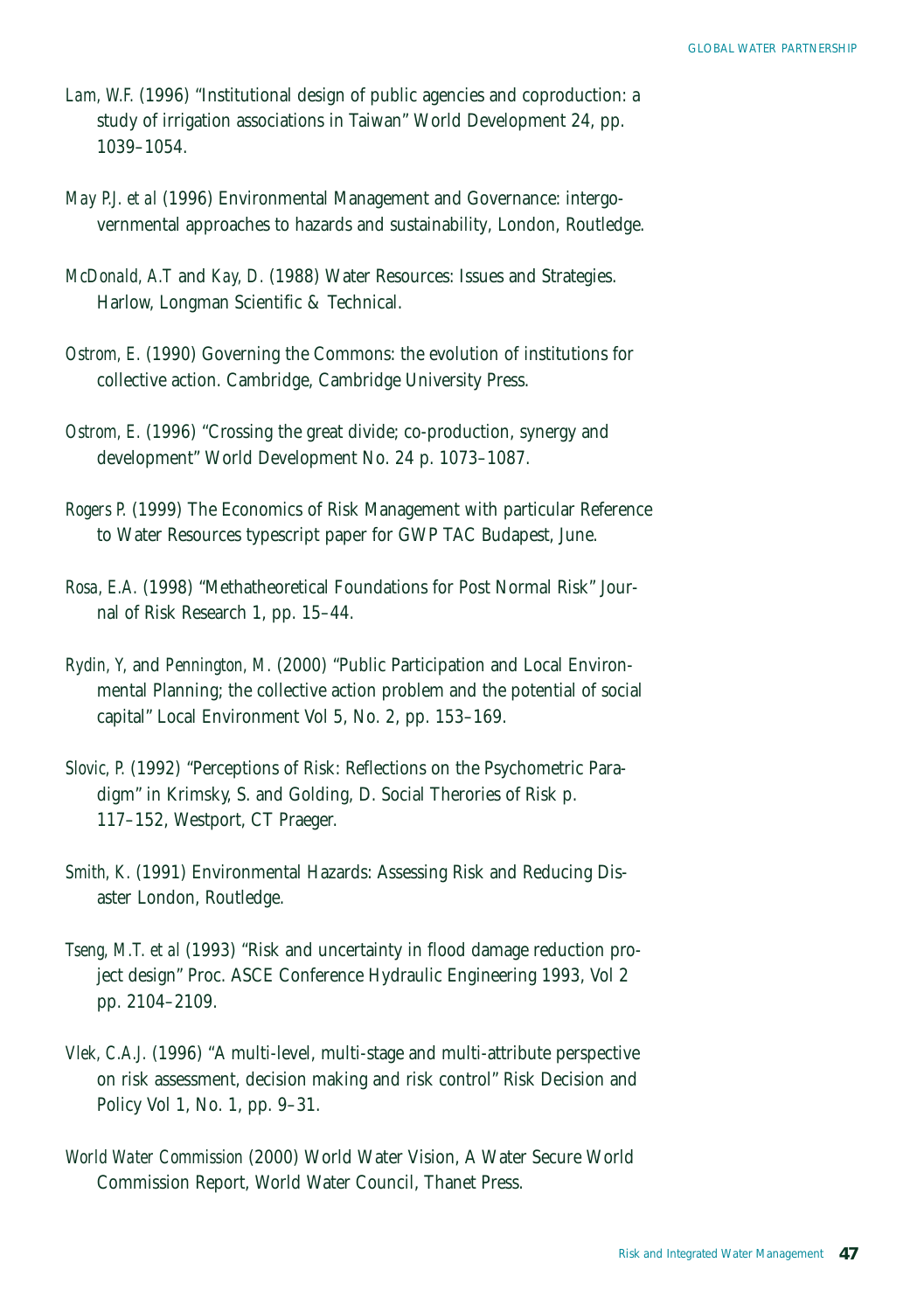*Lam, W.F.* (1996) "Institutional design of public agencies and coproduction: a study of irrigation associations in Taiwan" World Development 24, pp. 1039–1054.

*May P.J. et al* (1996) Environmental Management and Governance: intergovernmental approaches to hazards and sustainability, London, Routledge.

*McDonald, A.T* and *Kay, D.* (1988) Water Resources: Issues and Strategies. Harlow, Longman Scientific & Technical.

*Ostrom, E.* (1990) Governing the Commons: the evolution of institutions for collective action. Cambridge, Cambridge University Press.

*Ostrom, E.* (1996) "Crossing the great divide; co-production, synergy and development" World Development No. 24 p. 1073–1087.

*Rogers P.* (1999) The Economics of Risk Management with particular Reference to Water Resources typescript paper for GWP TAC Budapest, June.

*Rosa, E.A.* (1998) "Methatheoretical Foundations for Post Normal Risk" Journal of Risk Research 1, pp. 15–44.

*Rydin, Y*, and *Pennington, M.* (2000) "Public Participation and Local Environmental Planning; the collective action problem and the potential of social capital" Local Environment Vol 5, No. 2, pp. 153–169.

*Slovic, P.* (1992) "Perceptions of Risk: Reflections on the Psychometric Paradigm" in Krimsky, S. and Golding, D. Social Therories of Risk p. 117–152, Westport, CT Praeger.

*Smith, K.* (1991) Environmental Hazards: Assessing Risk and Reducing Disaster London, Routledge.

*Tseng, M.T. et al* (1993) "Risk and uncertainty in flood damage reduction project design" Proc. ASCE Conference Hydraulic Engineering 1993, Vol 2 pp. 2104–2109.

*Vlek, C.A.J.* (1996) "A multi-level, multi-stage and multi-attribute perspective on risk assessment, decision making and risk control" Risk Decision and Policy Vol 1, No. 1, pp. 9–31.

*World Water Commission* (2000) World Water Vision, A Water Secure World Commission Report, World Water Council, Thanet Press.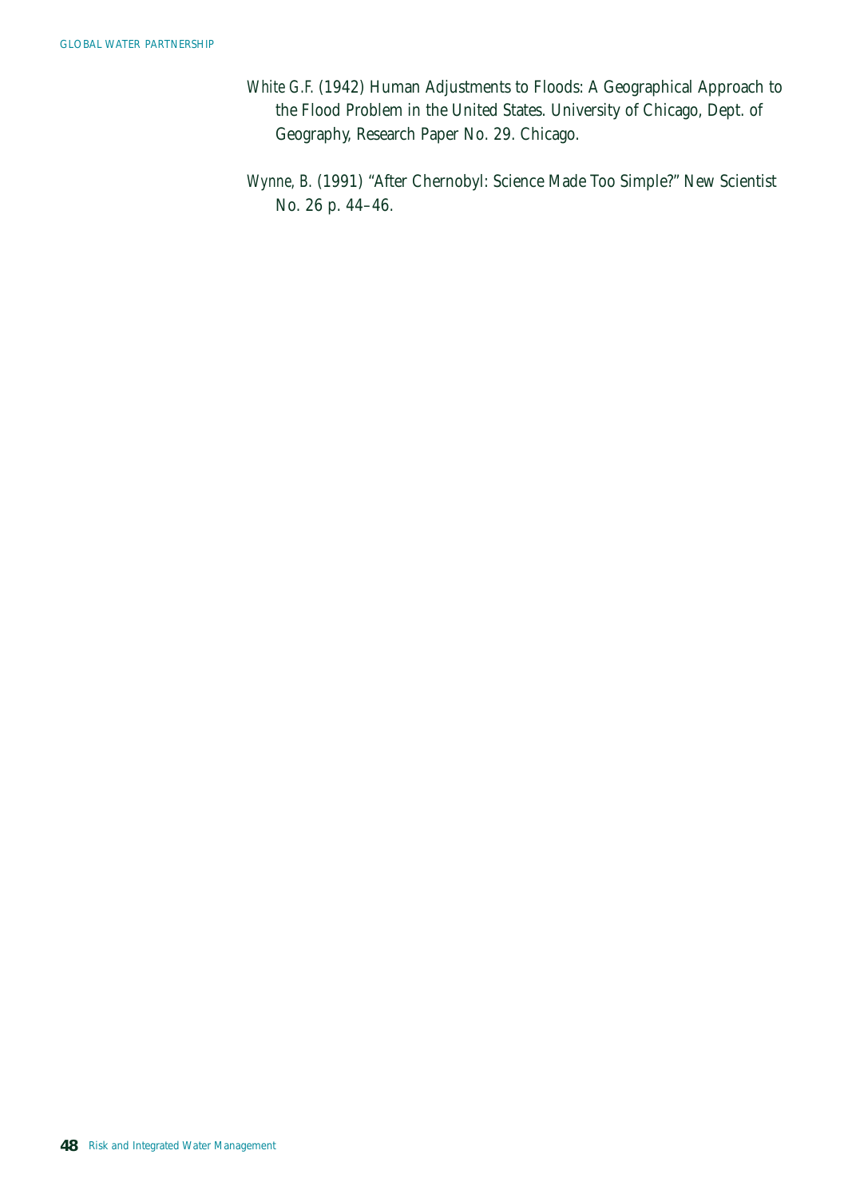White G.F. (1942) Human Adjustments to Floods: A Geographical Approach to the Flood Problem in the United States. University of Chicago, Dept. of Geography, Research Paper No. 29. Chicago.

Wynne, B. (1991) "After Chernobyl: Science Made Too Simple?" New Scientist No. 26 p. 44–46.